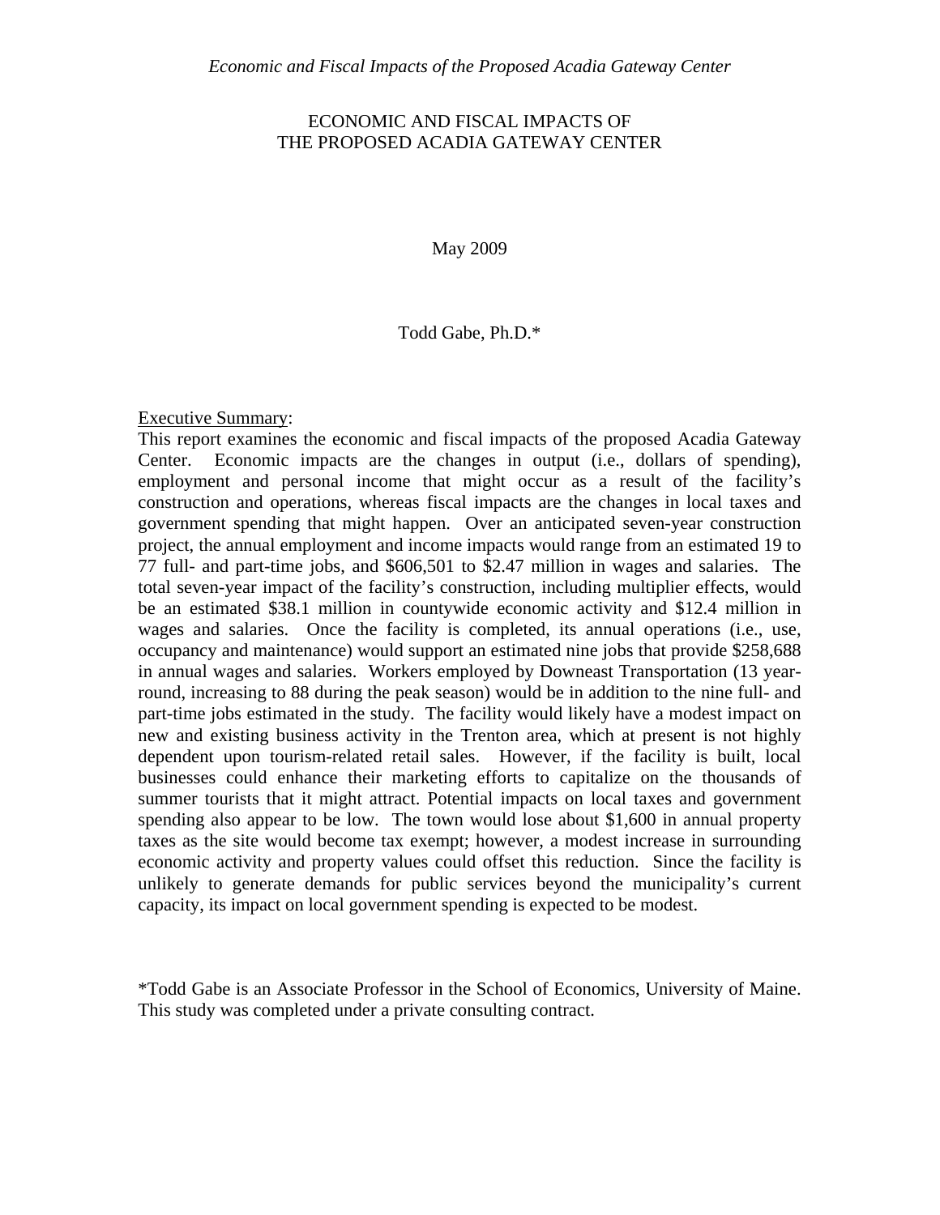# ECONOMIC AND FISCAL IMPACTS OF THE PROPOSED ACADIA GATEWAY CENTER

May 2009

Todd Gabe, Ph.D.*

Executive Summary:

This report examines the economic and fiscal impacts of the proposed Acadia Gateway Center. Economic impacts are the changes in output (i.e., dollars of spending), employment and personal income that might occur as a result of the facility's construction and operations, whereas fiscal impacts are the changes in local taxes and government spending that might happen. Over an anticipated seven-year construction project, the annual employment and income impacts would range from an estimated 19 to 77 full- and part-time jobs, and $606,501 to $2.47 million in wages and salaries. The total seven-year impact of the facility's construction, including multiplier effects, would be an estimated $38.1 million in countywide economic activity and $12.4 million in wages and salaries. Once the facility is completed, its annual operations (i.e., use, occupancy and maintenance) would support an estimated nine jobs that provide $258,688 in annual wages and salaries. Workers employed by Downeast Transportation (13 year-round, increasing to 88 during the peak season) would be in addition to the nine full- and part-time jobs estimated in the study. The facility would likely have a modest impact on new and existing business activity in the Trenton area, which at present is not highly dependent upon tourism-related retail sales. However, if the facility is built, local businesses could enhance their marketing efforts to capitalize on the thousands of summer tourists that it might attract. Potential impacts on local taxes and government spending also appear to be low. The town would lose about $1,600 in annual property taxes as the site would become tax exempt; however, a modest increase in surrounding economic activity and property values could offset this reduction. Since the facility is unlikely to generate demands for public services beyond the municipality's current capacity, its impact on local government spending is expected to be modest.

*Todd Gabe is an Associate Professor in the School of Economics, University of Maine. This study was completed under a private consulting contract.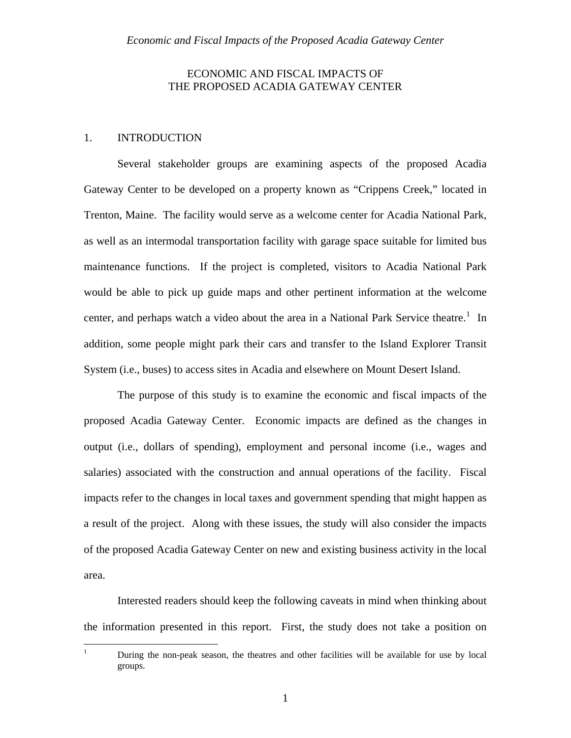# ECONOMIC AND FISCAL IMPACTS OF THE PROPOSED ACADIA GATEWAY CENTER

## 1. INTRODUCTION

Several stakeholder groups are examining aspects of the proposed Acadia Gateway Center to be developed on a property known as "Crippens Creek," located in Trenton, Maine. The facility would serve as a welcome center for Acadia National Park, as well as an intermodal transportation facility with garage space suitable for limited bus maintenance functions. If the project is completed, visitors to Acadia National Park would be able to pick up guide maps and other pertinent information at the welcome center, and perhaps watch a video about the area in a National Park Service theatre.[1] In addition, some people might park their cars and transfer to the Island Explorer Transit System (i.e., buses) to access sites in Acadia and elsewhere on Mount Desert Island.

The purpose of this study is to examine the economic and fiscal impacts of the proposed Acadia Gateway Center. Economic impacts are defined as the changes in output (i.e., dollars of spending), employment and personal income (i.e., wages and salaries) associated with the construction and annual operations of the facility. Fiscal impacts refer to the changes in local taxes and government spending that might happen as a result of the project. Along with these issues, the study will also consider the impacts of the proposed Acadia Gateway Center on new and existing business activity in the local area.

Interested readers should keep the following caveats in mind when thinking about the information presented in this report. First, the study does not take a position on

[1] During the non-peak season, the theatres and other facilities will be available for use by local groups.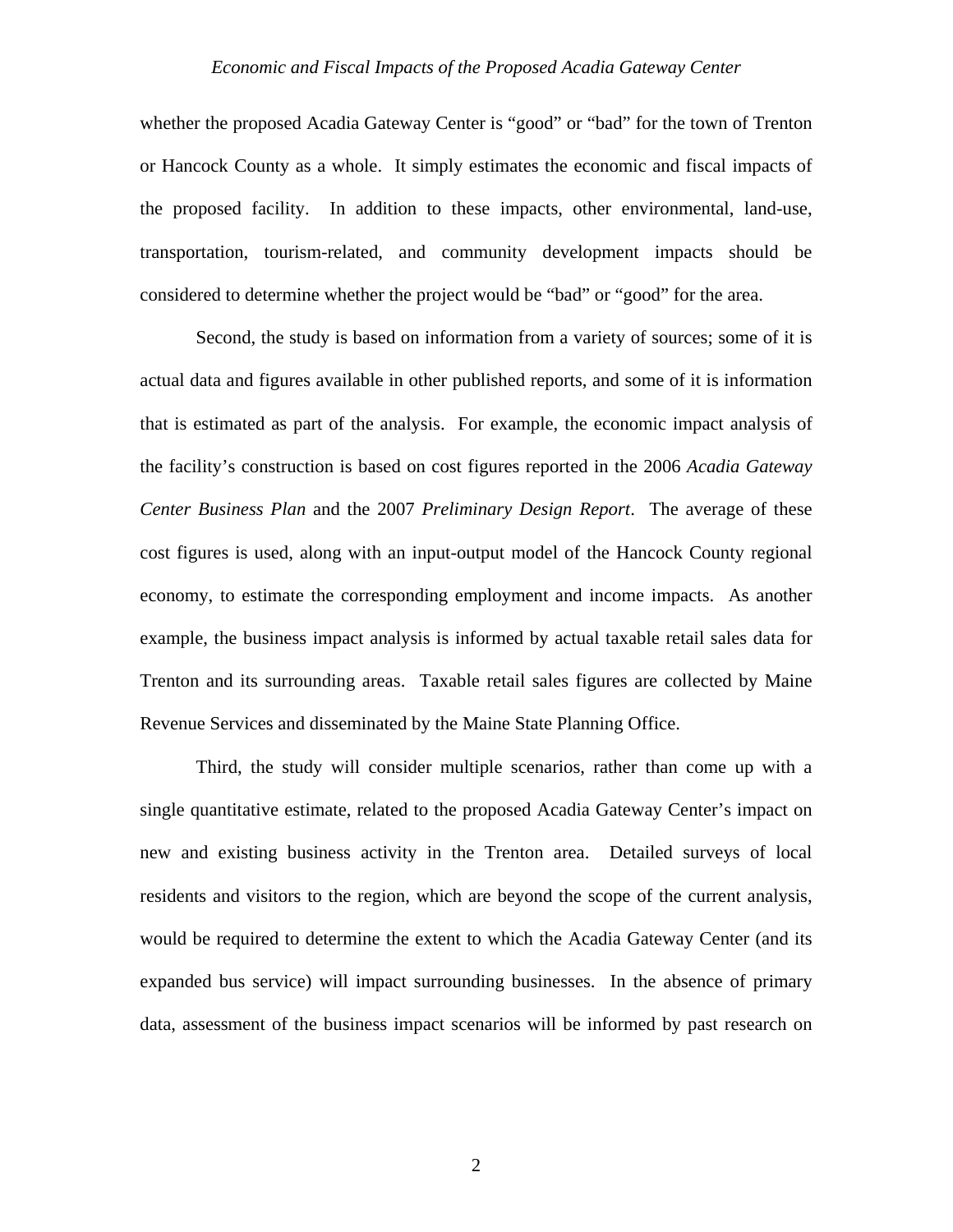whether the proposed Acadia Gateway Center is "good" or "bad" for the town of Trenton or Hancock County as a whole. It simply estimates the economic and fiscal impacts of the proposed facility. In addition to these impacts, other environmental, land-use, transportation, tourism-related, and community development impacts should be considered to determine whether the project would be "bad" or "good" for the area.

Second, the study is based on information from a variety of sources; some of it is actual data and figures available in other published reports, and some of it is information that is estimated as part of the analysis. For example, the economic impact analysis of the facility's construction is based on cost figures reported in the 2006 *Acadia Gateway Center Business Plan* and the 2007 *Preliminary Design Report*. The average of these cost figures is used, along with an input-output model of the Hancock County regional economy, to estimate the corresponding employment and income impacts. As another example, the business impact analysis is informed by actual taxable retail sales data for Trenton and its surrounding areas. Taxable retail sales figures are collected by Maine Revenue Services and disseminated by the Maine State Planning Office.

Third, the study will consider multiple scenarios, rather than come up with a single quantitative estimate, related to the proposed Acadia Gateway Center's impact on new and existing business activity in the Trenton area. Detailed surveys of local residents and visitors to the region, which are beyond the scope of the current analysis, would be required to determine the extent to which the Acadia Gateway Center (and its expanded bus service) will impact surrounding businesses. In the absence of primary data, assessment of the business impact scenarios will be informed by past research on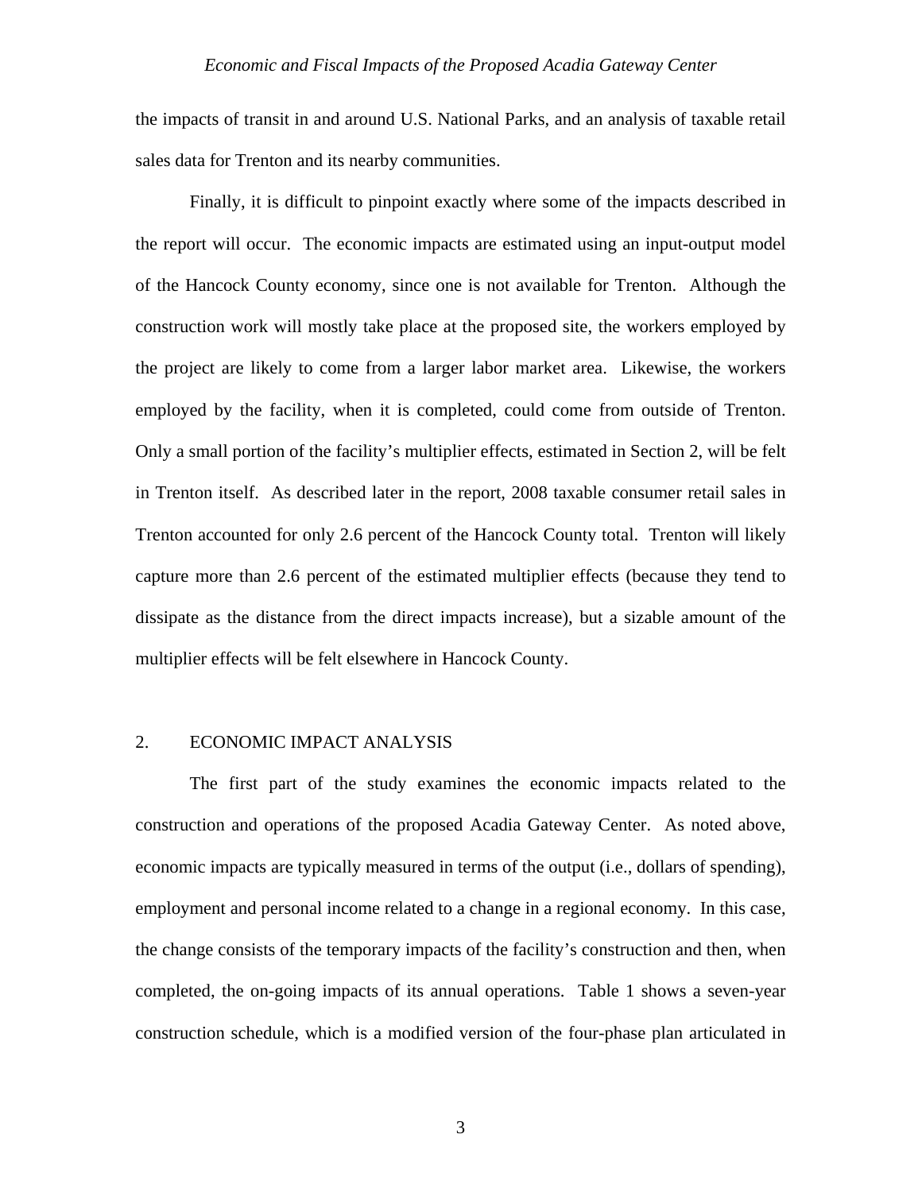the impacts of transit in and around U.S. National Parks, and an analysis of taxable retail sales data for Trenton and its nearby communities.

Finally, it is difficult to pinpoint exactly where some of the impacts described in the report will occur. The economic impacts are estimated using an input-output model of the Hancock County economy, since one is not available for Trenton. Although the construction work will mostly take place at the proposed site, the workers employed by the project are likely to come from a larger labor market area. Likewise, the workers employed by the facility, when it is completed, could come from outside of Trenton. Only a small portion of the facility's multiplier effects, estimated in Section 2, will be felt in Trenton itself. As described later in the report, 2008 taxable consumer retail sales in Trenton accounted for only 2.6 percent of the Hancock County total. Trenton will likely capture more than 2.6 percent of the estimated multiplier effects (because they tend to dissipate as the distance from the direct impacts increase), but a sizable amount of the multiplier effects will be felt elsewhere in Hancock County.

## 2. ECONOMIC IMPACT ANALYSIS

The first part of the study examines the economic impacts related to the construction and operations of the proposed Acadia Gateway Center. As noted above, economic impacts are typically measured in terms of the output (i.e., dollars of spending), employment and personal income related to a change in a regional economy. In this case, the change consists of the temporary impacts of the facility's construction and then, when completed, the on-going impacts of its annual operations. Table 1 shows a seven-year construction schedule, which is a modified version of the four-phase plan articulated in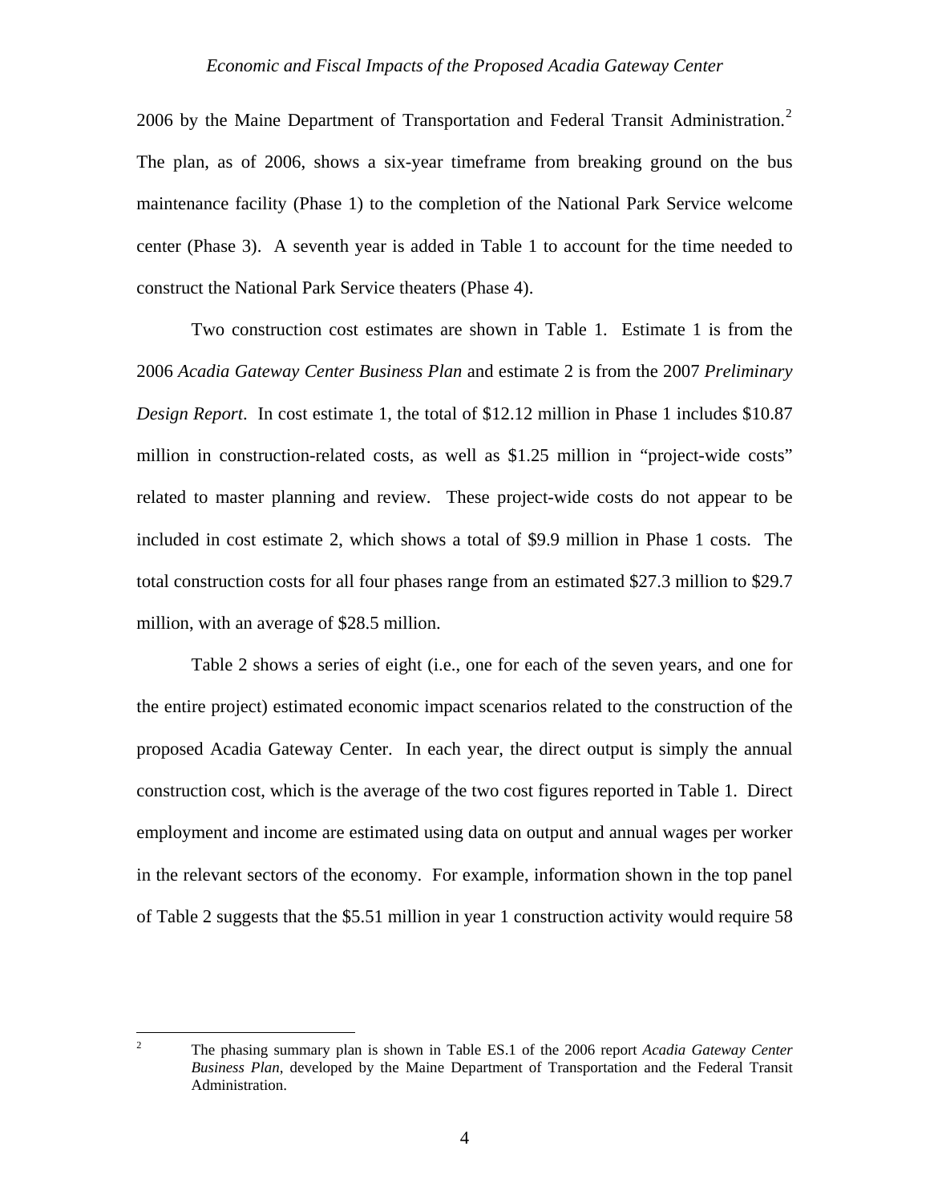2006 by the Maine Department of Transportation and Federal Transit Administration.[2] The plan, as of 2006, shows a six-year timeframe from breaking ground on the bus maintenance facility (Phase 1) to the completion of the National Park Service welcome center (Phase 3). A seventh year is added in Table 1 to account for the time needed to construct the National Park Service theaters (Phase 4).

Two construction cost estimates are shown in Table 1. Estimate 1 is from the 2006 *Acadia Gateway Center Business Plan* and estimate 2 is from the 2007 *Preliminary Design Report*. In cost estimate 1, the total of $12.12 million in Phase 1 includes $10.87 million in construction-related costs, as well as $1.25 million in "project-wide costs" related to master planning and review. These project-wide costs do not appear to be included in cost estimate 2, which shows a total of $9.9 million in Phase 1 costs. The total construction costs for all four phases range from an estimated $27.3 million to $29.7 million, with an average of $28.5 million.

Table 2 shows a series of eight (i.e., one for each of the seven years, and one for the entire project) estimated economic impact scenarios related to the construction of the proposed Acadia Gateway Center. In each year, the direct output is simply the annual construction cost, which is the average of the two cost figures reported in Table 1. Direct employment and income are estimated using data on output and annual wages per worker in the relevant sectors of the economy. For example, information shown in the top panel of Table 2 suggests that the $5.51 million in year 1 construction activity would require 58

---

[2] The phasing summary plan is shown in Table ES.1 of the 2006 report *Acadia Gateway Center Business Plan*, developed by the Maine Department of Transportation and the Federal Transit Administration.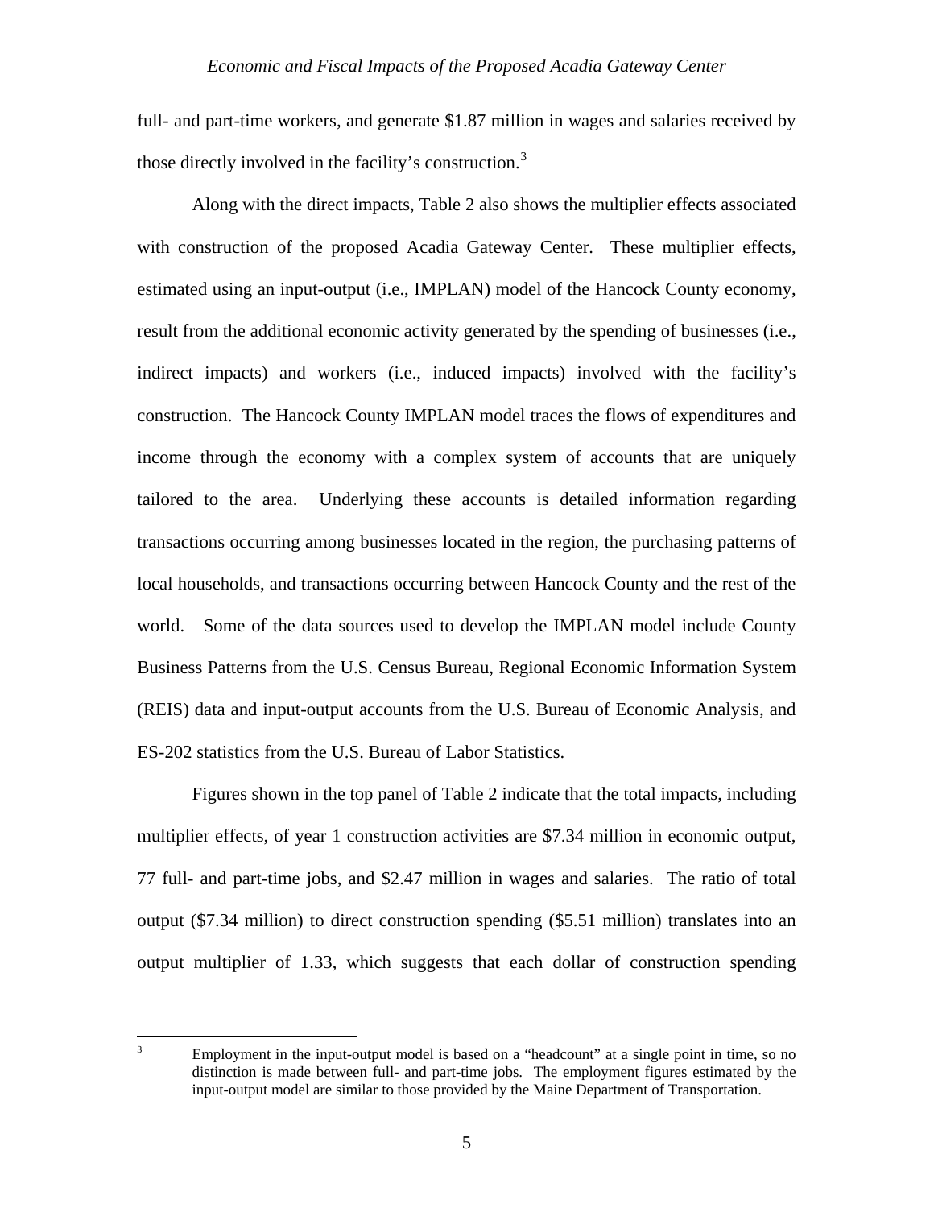full- and part-time workers, and generate $1.87 million in wages and salaries received by those directly involved in the facility's construction.[3]

Along with the direct impacts, Table 2 also shows the multiplier effects associated with construction of the proposed Acadia Gateway Center. These multiplier effects, estimated using an input-output (i.e., IMPLAN) model of the Hancock County economy, result from the additional economic activity generated by the spending of businesses (i.e., indirect impacts) and workers (i.e., induced impacts) involved with the facility's construction. The Hancock County IMPLAN model traces the flows of expenditures and income through the economy with a complex system of accounts that are uniquely tailored to the area. Underlying these accounts is detailed information regarding transactions occurring among businesses located in the region, the purchasing patterns of local households, and transactions occurring between Hancock County and the rest of the world. Some of the data sources used to develop the IMPLAN model include County Business Patterns from the U.S. Census Bureau, Regional Economic Information System (REIS) data and input-output accounts from the U.S. Bureau of Economic Analysis, and ES-202 statistics from the U.S. Bureau of Labor Statistics.

Figures shown in the top panel of Table 2 indicate that the total impacts, including multiplier effects, of year 1 construction activities are $7.34 million in economic output, 77 full- and part-time jobs, and $2.47 million in wages and salaries. The ratio of total output ($7.34 million) to direct construction spending ($5.51 million) translates into an output multiplier of 1.33, which suggests that each dollar of construction spending

[3] Employment in the input-output model is based on a "headcount" at a single point in time, so no distinction is made between full- and part-time jobs. The employment figures estimated by the input-output model are similar to those provided by the Maine Department of Transportation.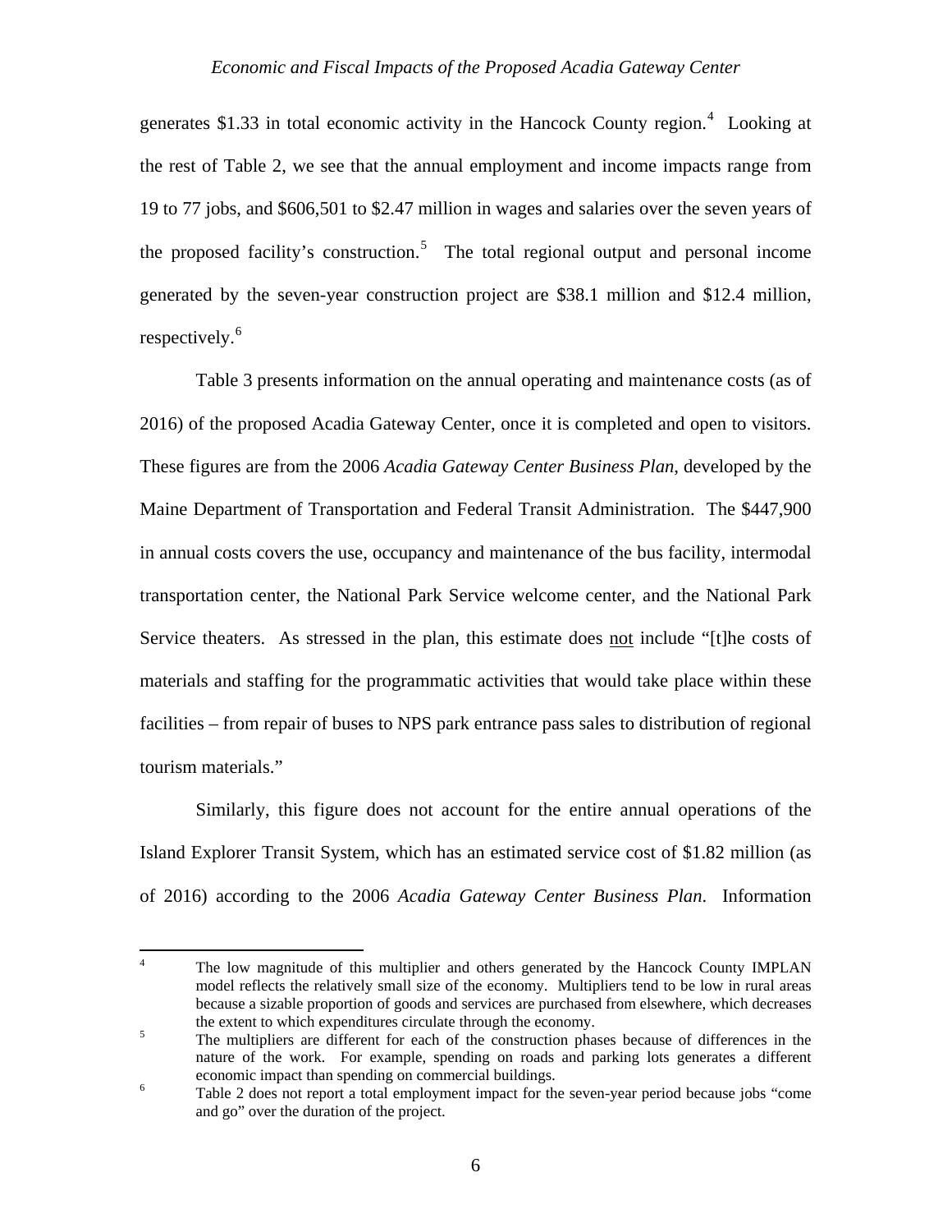generates $1.33 in total economic activity in the Hancock County region.[4] Looking at the rest of Table 2, we see that the annual employment and income impacts range from 19 to 77 jobs, and $606,501 to $2.47 million in wages and salaries over the seven years of the proposed facility's construction.[5] The total regional output and personal income generated by the seven-year construction project are $38.1 million and $12.4 million, respectively.[6]

Table 3 presents information on the annual operating and maintenance costs (as of 2016) of the proposed Acadia Gateway Center, once it is completed and open to visitors. These figures are from the 2006 *Acadia Gateway Center Business Plan*, developed by the Maine Department of Transportation and Federal Transit Administration. The $447,900 in annual costs covers the use, occupancy and maintenance of the bus facility, intermodal transportation center, the National Park Service welcome center, and the National Park Service theaters. As stressed in the plan, this estimate does <u>not</u> include "[t]he costs of materials and staffing for the programmatic activities that would take place within these facilities – from repair of buses to NPS park entrance pass sales to distribution of regional tourism materials."

Similarly, this figure does not account for the entire annual operations of the Island Explorer Transit System, which has an estimated service cost of $1.82 million (as of 2016) according to the 2006 *Acadia Gateway Center Business Plan*. Information

---

[4] The low magnitude of this multiplier and others generated by the Hancock County IMPLAN model reflects the relatively small size of the economy. Multipliers tend to be low in rural areas because a sizable proportion of goods and services are purchased from elsewhere, which decreases the extent to which expenditures circulate through the economy.

[5] The multipliers are different for each of the construction phases because of differences in the nature of the work. For example, spending on roads and parking lots generates a different economic impact than spending on commercial buildings.

[6] Table 2 does not report a total employment impact for the seven-year period because jobs "come and go" over the duration of the project.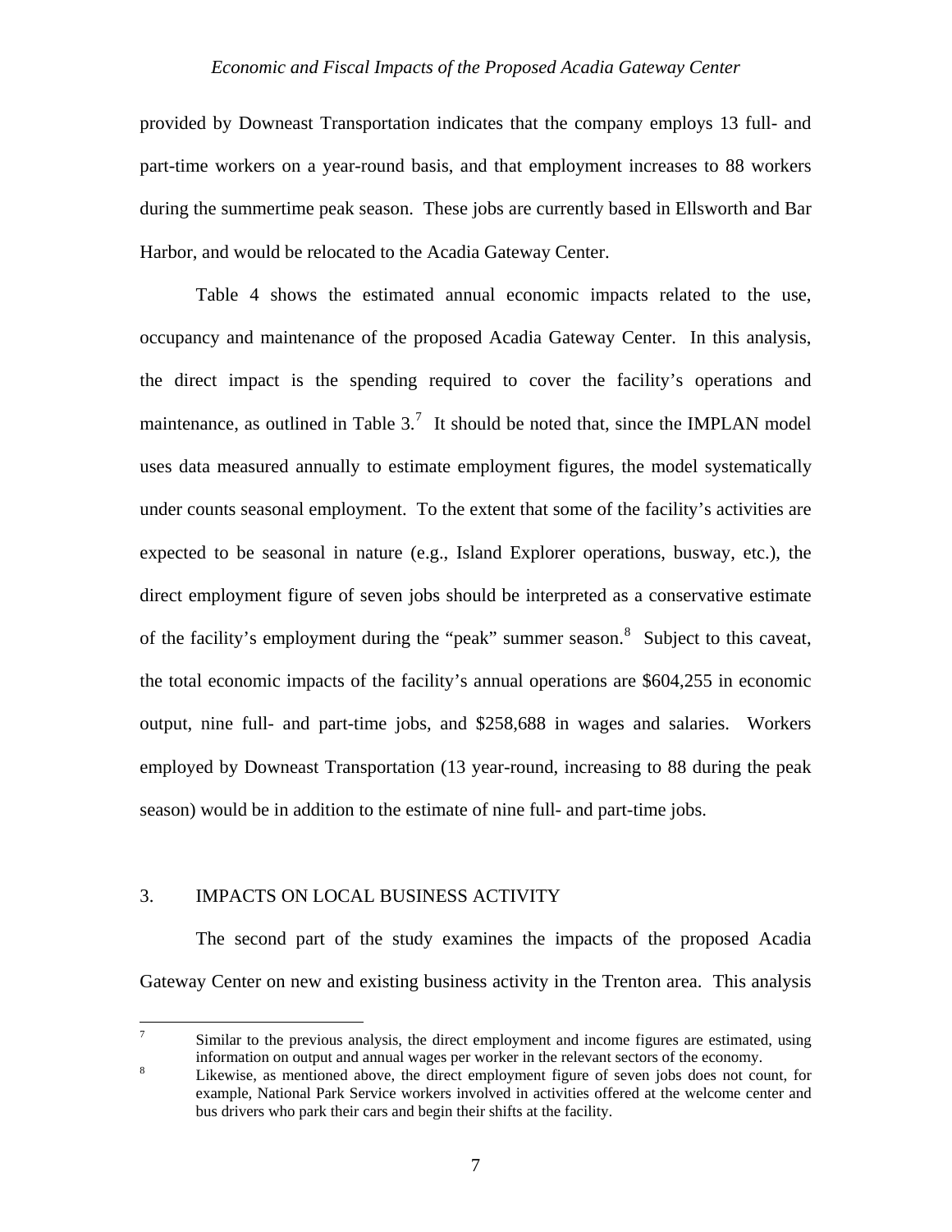provided by Downeast Transportation indicates that the company employs 13 full- and part-time workers on a year-round basis, and that employment increases to 88 workers during the summertime peak season. These jobs are currently based in Ellsworth and Bar Harbor, and would be relocated to the Acadia Gateway Center.

Table 4 shows the estimated annual economic impacts related to the use, occupancy and maintenance of the proposed Acadia Gateway Center. In this analysis, the direct impact is the spending required to cover the facility's operations and maintenance, as outlined in Table 3.[7] It should be noted that, since the IMPLAN model uses data measured annually to estimate employment figures, the model systematically under counts seasonal employment. To the extent that some of the facility's activities are expected to be seasonal in nature (e.g., Island Explorer operations, busway, etc.), the direct employment figure of seven jobs should be interpreted as a conservative estimate of the facility's employment during the "peak" summer season.[8] Subject to this caveat, the total economic impacts of the facility's annual operations are $604,255 in economic output, nine full- and part-time jobs, and $258,688 in wages and salaries. Workers employed by Downeast Transportation (13 year-round, increasing to 88 during the peak season) would be in addition to the estimate of nine full- and part-time jobs.

## 3. IMPACTS ON LOCAL BUSINESS ACTIVITY

The second part of the study examines the impacts of the proposed Acadia Gateway Center on new and existing business activity in the Trenton area. This analysis

---

[7] Similar to the previous analysis, the direct employment and income figures are estimated, using information on output and annual wages per worker in the relevant sectors of the economy.

[8] Likewise, as mentioned above, the direct employment figure of seven jobs does not count, for example, National Park Service workers involved in activities offered at the welcome center and bus drivers who park their cars and begin their shifts at the facility.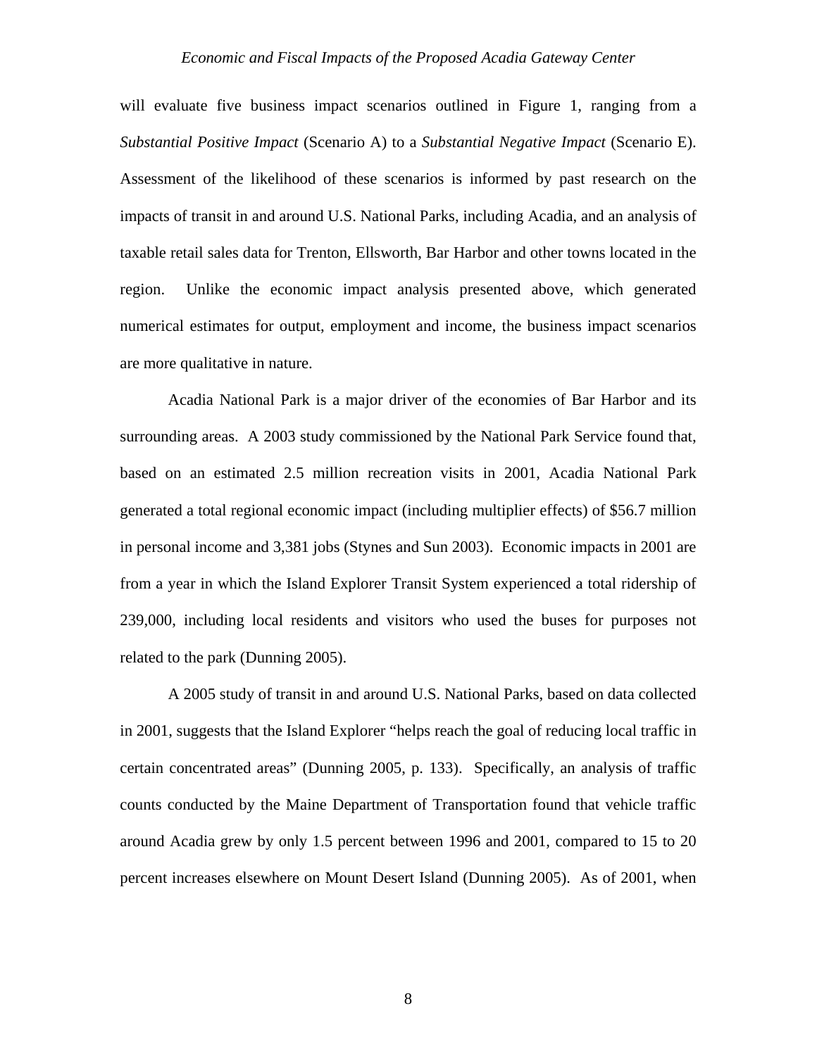will evaluate five business impact scenarios outlined in Figure 1, ranging from a *Substantial Positive Impact* (Scenario A) to a *Substantial Negative Impact* (Scenario E). Assessment of the likelihood of these scenarios is informed by past research on the impacts of transit in and around U.S. National Parks, including Acadia, and an analysis of taxable retail sales data for Trenton, Ellsworth, Bar Harbor and other towns located in the region. Unlike the economic impact analysis presented above, which generated numerical estimates for output, employment and income, the business impact scenarios are more qualitative in nature.

Acadia National Park is a major driver of the economies of Bar Harbor and its surrounding areas. A 2003 study commissioned by the National Park Service found that, based on an estimated 2.5 million recreation visits in 2001, Acadia National Park generated a total regional economic impact (including multiplier effects) of $56.7 million in personal income and 3,381 jobs (Stynes and Sun 2003). Economic impacts in 2001 are from a year in which the Island Explorer Transit System experienced a total ridership of 239,000, including local residents and visitors who used the buses for purposes not related to the park (Dunning 2005).

A 2005 study of transit in and around U.S. National Parks, based on data collected in 2001, suggests that the Island Explorer "helps reach the goal of reducing local traffic in certain concentrated areas" (Dunning 2005, p. 133). Specifically, an analysis of traffic counts conducted by the Maine Department of Transportation found that vehicle traffic around Acadia grew by only 1.5 percent between 1996 and 2001, compared to 15 to 20 percent increases elsewhere on Mount Desert Island (Dunning 2005). As of 2001, when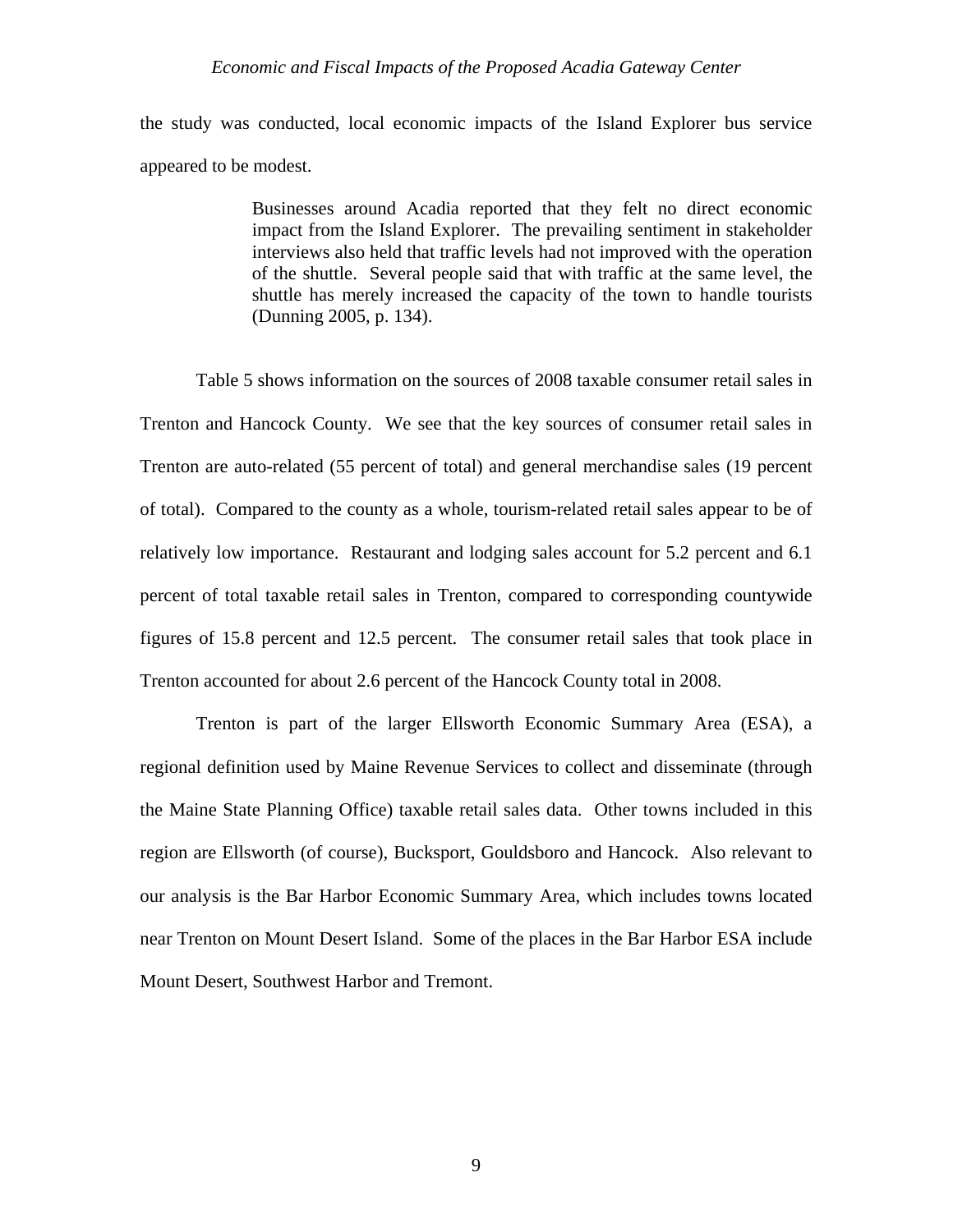the study was conducted, local economic impacts of the Island Explorer bus service appeared to be modest.

> Businesses around Acadia reported that they felt no direct economic impact from the Island Explorer. The prevailing sentiment in stakeholder interviews also held that traffic levels had not improved with the operation of the shuttle. Several people said that with traffic at the same level, the shuttle has merely increased the capacity of the town to handle tourists (Dunning 2005, p. 134).

Table 5 shows information on the sources of 2008 taxable consumer retail sales in Trenton and Hancock County. We see that the key sources of consumer retail sales in Trenton are auto-related (55 percent of total) and general merchandise sales (19 percent of total). Compared to the county as a whole, tourism-related retail sales appear to be of relatively low importance. Restaurant and lodging sales account for 5.2 percent and 6.1 percent of total taxable retail sales in Trenton, compared to corresponding countywide figures of 15.8 percent and 12.5 percent. The consumer retail sales that took place in Trenton accounted for about 2.6 percent of the Hancock County total in 2008.

Trenton is part of the larger Ellsworth Economic Summary Area (ESA), a regional definition used by Maine Revenue Services to collect and disseminate (through the Maine State Planning Office) taxable retail sales data. Other towns included in this region are Ellsworth (of course), Bucksport, Gouldsboro and Hancock. Also relevant to our analysis is the Bar Harbor Economic Summary Area, which includes towns located near Trenton on Mount Desert Island. Some of the places in the Bar Harbor ESA include Mount Desert, Southwest Harbor and Tremont.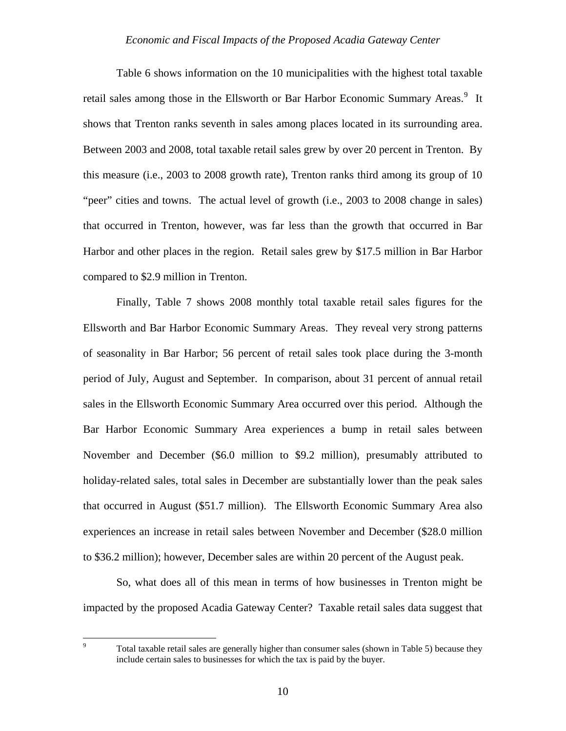Table 6 shows information on the 10 municipalities with the highest total taxable retail sales among those in the Ellsworth or Bar Harbor Economic Summary Areas.[9] It shows that Trenton ranks seventh in sales among places located in its surrounding area. Between 2003 and 2008, total taxable retail sales grew by over 20 percent in Trenton. By this measure (i.e., 2003 to 2008 growth rate), Trenton ranks third among its group of 10 "peer" cities and towns. The actual level of growth (i.e., 2003 to 2008 change in sales) that occurred in Trenton, however, was far less than the growth that occurred in Bar Harbor and other places in the region. Retail sales grew by $17.5 million in Bar Harbor compared to $2.9 million in Trenton.

Finally, Table 7 shows 2008 monthly total taxable retail sales figures for the Ellsworth and Bar Harbor Economic Summary Areas. They reveal very strong patterns of seasonality in Bar Harbor; 56 percent of retail sales took place during the 3-month period of July, August and September. In comparison, about 31 percent of annual retail sales in the Ellsworth Economic Summary Area occurred over this period. Although the Bar Harbor Economic Summary Area experiences a bump in retail sales between November and December ($6.0 million to $9.2 million), presumably attributed to holiday-related sales, total sales in December are substantially lower than the peak sales that occurred in August ($51.7 million). The Ellsworth Economic Summary Area also experiences an increase in retail sales between November and December ($28.0 million to $36.2 million); however, December sales are within 20 percent of the August peak.

So, what does all of this mean in terms of how businesses in Trenton might be impacted by the proposed Acadia Gateway Center? Taxable retail sales data suggest that

[9] Total taxable retail sales are generally higher than consumer sales (shown in Table 5) because they include certain sales to businesses for which the tax is paid by the buyer.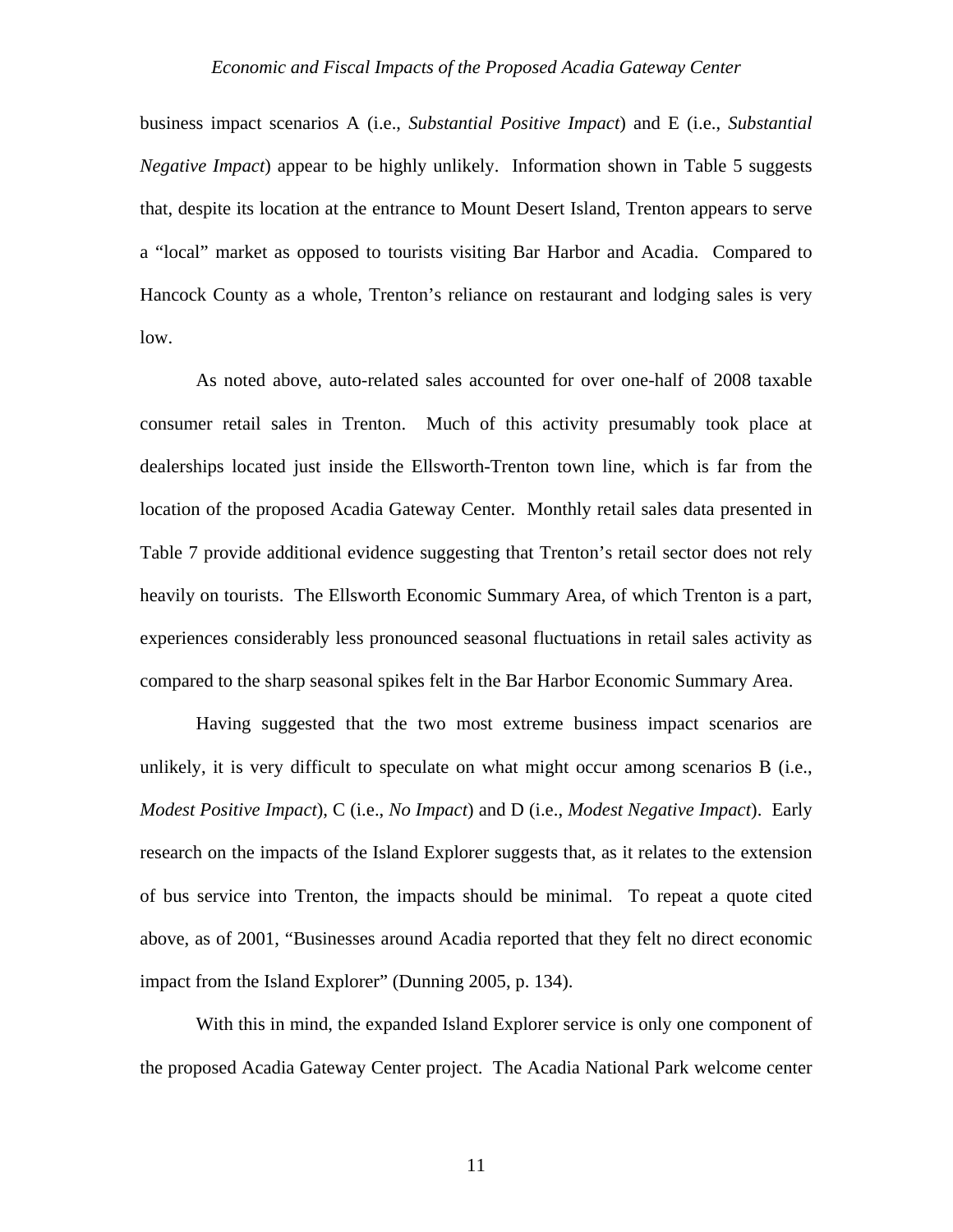business impact scenarios A (i.e., *Substantial Positive Impact*) and E (i.e., *Substantial Negative Impact*) appear to be highly unlikely. Information shown in Table 5 suggests that, despite its location at the entrance to Mount Desert Island, Trenton appears to serve a "local" market as opposed to tourists visiting Bar Harbor and Acadia. Compared to Hancock County as a whole, Trenton's reliance on restaurant and lodging sales is very low.

As noted above, auto-related sales accounted for over one-half of 2008 taxable consumer retail sales in Trenton. Much of this activity presumably took place at dealerships located just inside the Ellsworth-Trenton town line, which is far from the location of the proposed Acadia Gateway Center. Monthly retail sales data presented in Table 7 provide additional evidence suggesting that Trenton's retail sector does not rely heavily on tourists. The Ellsworth Economic Summary Area, of which Trenton is a part, experiences considerably less pronounced seasonal fluctuations in retail sales activity as compared to the sharp seasonal spikes felt in the Bar Harbor Economic Summary Area.

Having suggested that the two most extreme business impact scenarios are unlikely, it is very difficult to speculate on what might occur among scenarios B (i.e., *Modest Positive Impact*), C (i.e., *No Impact*) and D (i.e., *Modest Negative Impact*). Early research on the impacts of the Island Explorer suggests that, as it relates to the extension of bus service into Trenton, the impacts should be minimal. To repeat a quote cited above, as of 2001, "Businesses around Acadia reported that they felt no direct economic impact from the Island Explorer" (Dunning 2005, p. 134).

With this in mind, the expanded Island Explorer service is only one component of the proposed Acadia Gateway Center project. The Acadia National Park welcome center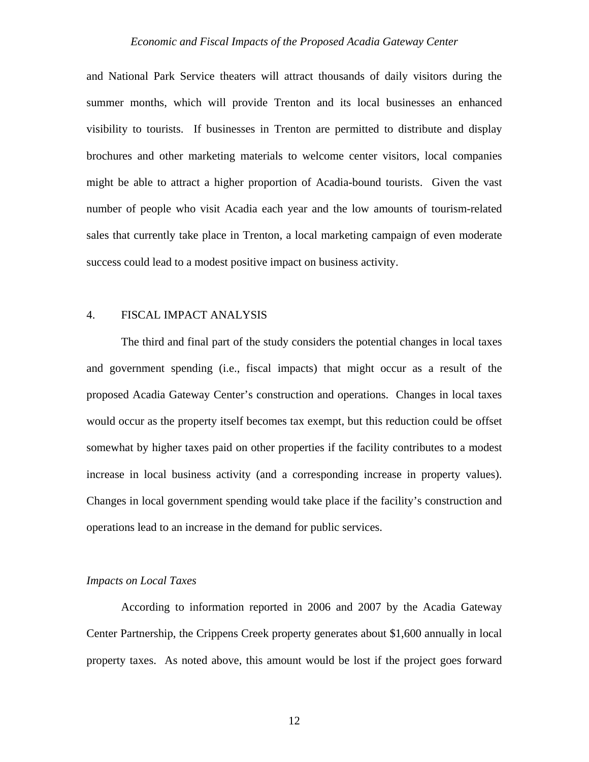and National Park Service theaters will attract thousands of daily visitors during the summer months, which will provide Trenton and its local businesses an enhanced visibility to tourists. If businesses in Trenton are permitted to distribute and display brochures and other marketing materials to welcome center visitors, local companies might be able to attract a higher proportion of Acadia-bound tourists. Given the vast number of people who visit Acadia each year and the low amounts of tourism-related sales that currently take place in Trenton, a local marketing campaign of even moderate success could lead to a modest positive impact on business activity.

## 4. FISCAL IMPACT ANALYSIS

The third and final part of the study considers the potential changes in local taxes and government spending (i.e., fiscal impacts) that might occur as a result of the proposed Acadia Gateway Center's construction and operations. Changes in local taxes would occur as the property itself becomes tax exempt, but this reduction could be offset somewhat by higher taxes paid on other properties if the facility contributes to a modest increase in local business activity (and a corresponding increase in property values). Changes in local government spending would take place if the facility's construction and operations lead to an increase in the demand for public services.

### *Impacts on Local Taxes*

According to information reported in 2006 and 2007 by the Acadia Gateway Center Partnership, the Crippens Creek property generates about $1,600 annually in local property taxes. As noted above, this amount would be lost if the project goes forward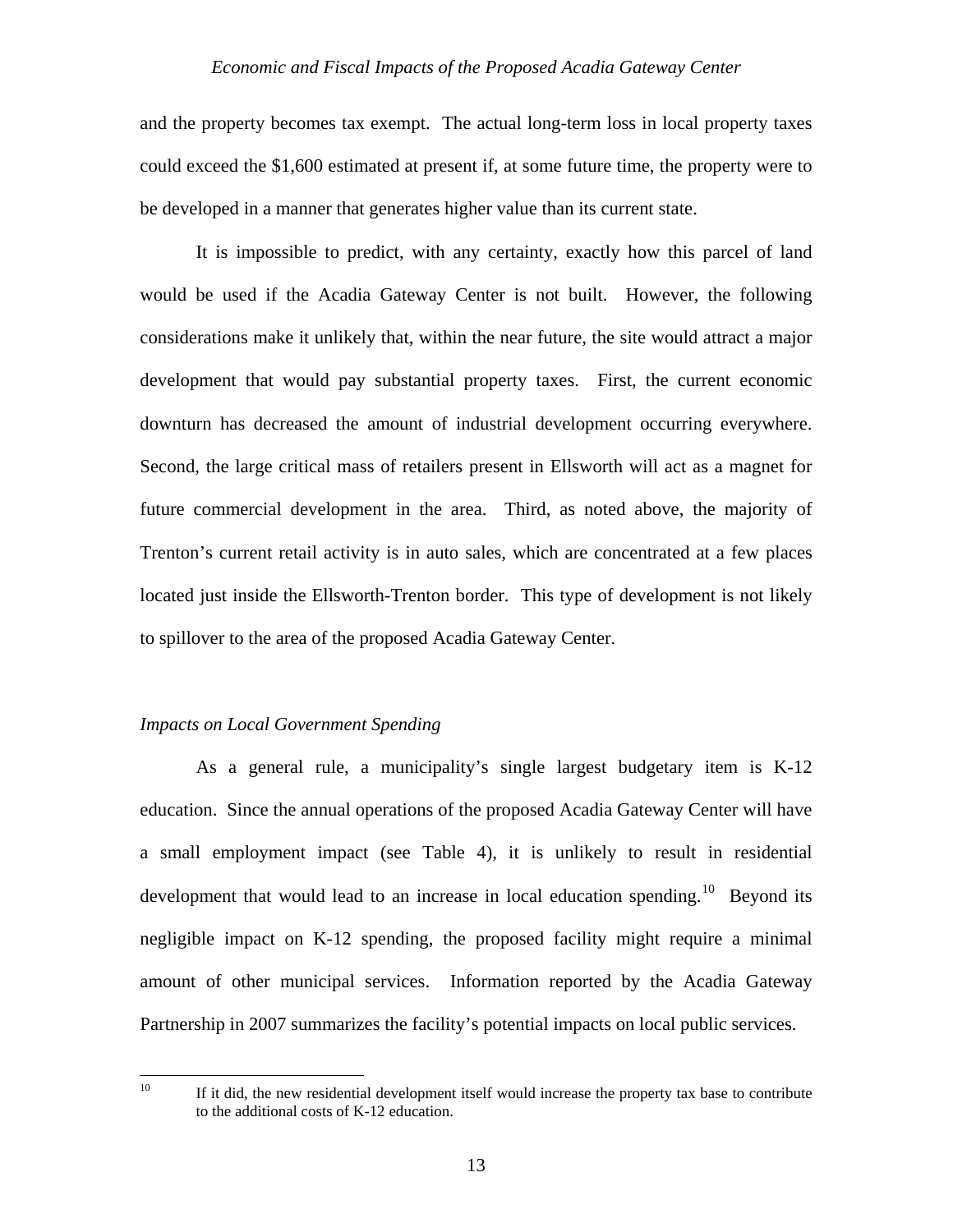and the property becomes tax exempt. The actual long-term loss in local property taxes could exceed the $1,600 estimated at present if, at some future time, the property were to be developed in a manner that generates higher value than its current state.

It is impossible to predict, with any certainty, exactly how this parcel of land would be used if the Acadia Gateway Center is not built. However, the following considerations make it unlikely that, within the near future, the site would attract a major development that would pay substantial property taxes. First, the current economic downturn has decreased the amount of industrial development occurring everywhere. Second, the large critical mass of retailers present in Ellsworth will act as a magnet for future commercial development in the area. Third, as noted above, the majority of Trenton's current retail activity is in auto sales, which are concentrated at a few places located just inside the Ellsworth-Trenton border. This type of development is not likely to spillover to the area of the proposed Acadia Gateway Center.

*Impacts on Local Government Spending*

As a general rule, a municipality's single largest budgetary item is K-12 education. Since the annual operations of the proposed Acadia Gateway Center will have a small employment impact (see Table 4), it is unlikely to result in residential development that would lead to an increase in local education spending.[10] Beyond its negligible impact on K-12 spending, the proposed facility might require a minimal amount of other municipal services. Information reported by the Acadia Gateway Partnership in 2007 summarizes the facility's potential impacts on local public services.

[10] If it did, the new residential development itself would increase the property tax base to contribute to the additional costs of K-12 education.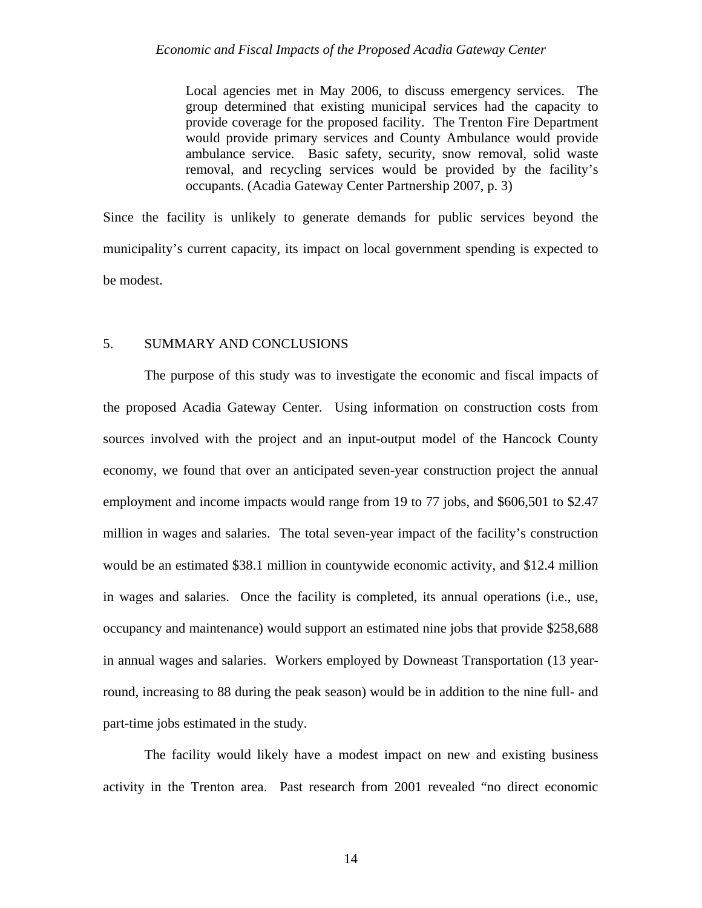> Local agencies met in May 2006, to discuss emergency services. The group determined that existing municipal services had the capacity to provide coverage for the proposed facility. The Trenton Fire Department would provide primary services and County Ambulance would provide ambulance service. Basic safety, security, snow removal, solid waste removal, and recycling services would be provided by the facility's occupants. (Acadia Gateway Center Partnership 2007, p. 3)

Since the facility is unlikely to generate demands for public services beyond the municipality's current capacity, its impact on local government spending is expected to be modest.

## 5. SUMMARY AND CONCLUSIONS

The purpose of this study was to investigate the economic and fiscal impacts of the proposed Acadia Gateway Center. Using information on construction costs from sources involved with the project and an input-output model of the Hancock County economy, we found that over an anticipated seven-year construction project the annual employment and income impacts would range from 19 to 77 jobs, and $606,501 to $2.47 million in wages and salaries. The total seven-year impact of the facility's construction would be an estimated $38.1 million in countywide economic activity, and $12.4 million in wages and salaries. Once the facility is completed, its annual operations (i.e., use, occupancy and maintenance) would support an estimated nine jobs that provide $258,688 in annual wages and salaries. Workers employed by Downeast Transportation (13 year-round, increasing to 88 during the peak season) would be in addition to the nine full- and part-time jobs estimated in the study.

The facility would likely have a modest impact on new and existing business activity in the Trenton area. Past research from 2001 revealed "no direct economic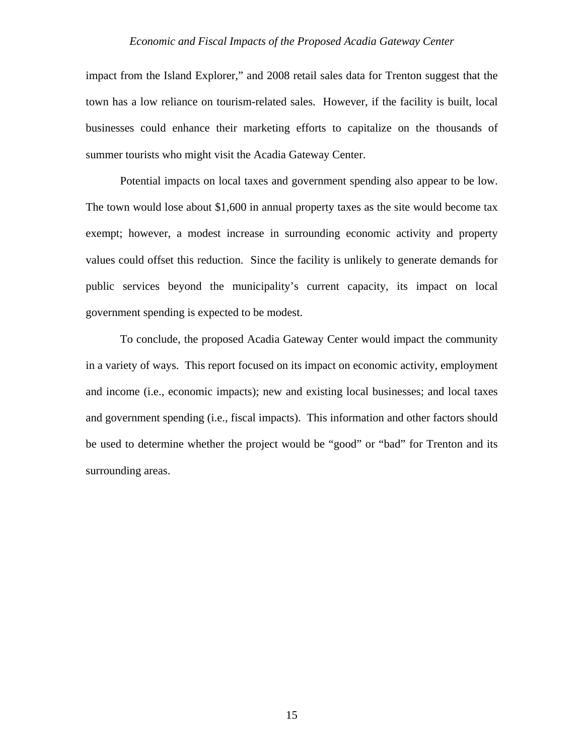impact from the Island Explorer," and 2008 retail sales data for Trenton suggest that the town has a low reliance on tourism-related sales. However, if the facility is built, local businesses could enhance their marketing efforts to capitalize on the thousands of summer tourists who might visit the Acadia Gateway Center.

Potential impacts on local taxes and government spending also appear to be low. The town would lose about $1,600 in annual property taxes as the site would become tax exempt; however, a modest increase in surrounding economic activity and property values could offset this reduction. Since the facility is unlikely to generate demands for public services beyond the municipality's current capacity, its impact on local government spending is expected to be modest.

To conclude, the proposed Acadia Gateway Center would impact the community in a variety of ways. This report focused on its impact on economic activity, employment and income (i.e., economic impacts); new and existing local businesses; and local taxes and government spending (i.e., fiscal impacts). This information and other factors should be used to determine whether the project would be "good" or "bad" for Trenton and its surrounding areas.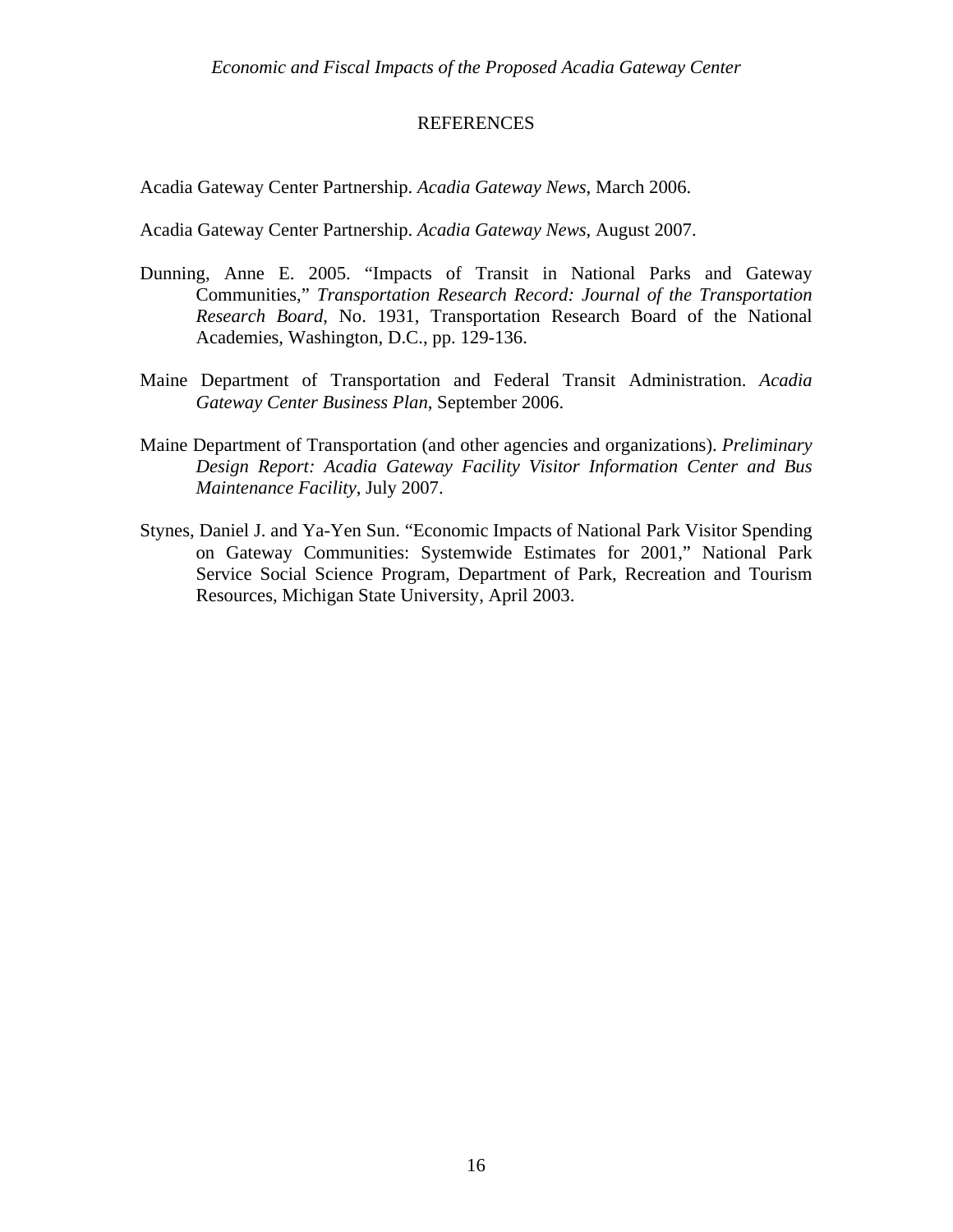## REFERENCES

Acadia Gateway Center Partnership. *Acadia Gateway News*, March 2006.

Acadia Gateway Center Partnership. *Acadia Gateway News*, August 2007.

Dunning, Anne E. 2005. "Impacts of Transit in National Parks and Gateway Communities," *Transportation Research Record: Journal of the Transportation Research Board*, No. 1931, Transportation Research Board of the National Academies, Washington, D.C., pp. 129-136.

Maine Department of Transportation and Federal Transit Administration. *Acadia Gateway Center Business Plan*, September 2006.

Maine Department of Transportation (and other agencies and organizations). *Preliminary Design Report: Acadia Gateway Facility Visitor Information Center and Bus Maintenance Facility*, July 2007.

Stynes, Daniel J. and Ya-Yen Sun. "Economic Impacts of National Park Visitor Spending on Gateway Communities: Systemwide Estimates for 2001," National Park Service Social Science Program, Department of Park, Recreation and Tourism Resources, Michigan State University, April 2003.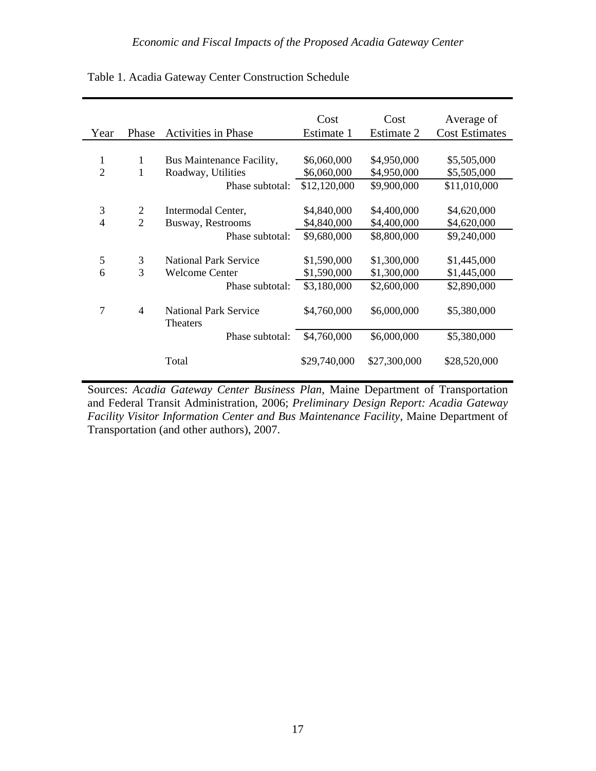Table 1. Acadia Gateway Center Construction Schedule

| Year | Phase | Activities in Phase | Cost Estimate 1 | Cost Estimate 2 | Average of Cost Estimates |
|---|---|---|---|---|---|
| 1 | 1 | Bus Maintenance Facility, | $6,060,000 | $4,950,000 | $5,505,000 |
| 2 | 1 | Roadway, Utilities | $6,060,000 | $4,950,000 | $5,505,000 |
| | | Phase subtotal: | $12,120,000 | $9,900,000 | $11,010,000 |
| 3 | 2 | Intermodal Center, | $4,840,000 | $4,400,000 | $4,620,000 |
| 4 | 2 | Busway, Restrooms | $4,840,000 | $4,400,000 | $4,620,000 |
| | | Phase subtotal: | $9,680,000 | $8,800,000 | $9,240,000 |
| 5 | 3 | National Park Service | $1,590,000 | $1,300,000 | $1,445,000 |
| 6 | 3 | Welcome Center | $1,590,000 | $1,300,000 | $1,445,000 |
| | | Phase subtotal: | $3,180,000 | $2,600,000 | $2,890,000 |
| 7 | 4 | National Park Service Theaters | $4,760,000 | $6,000,000 | $5,380,000 |
| | | Phase subtotal: | $4,760,000 | $6,000,000 | $5,380,000 |
| | | Total | $29,740,000 | $27,300,000 | $28,520,000 |

Sources: *Acadia Gateway Center Business Plan*, Maine Department of Transportation and Federal Transit Administration, 2006; *Preliminary Design Report: Acadia Gateway Facility Visitor Information Center and Bus Maintenance Facility*, Maine Department of Transportation (and other authors), 2007.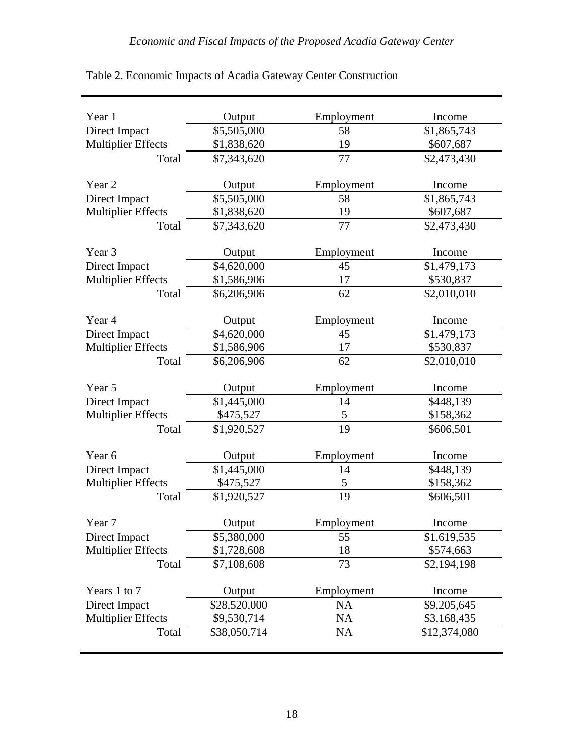Table 2. Economic Impacts of Acadia Gateway Center Construction

| Year 1 | Output | Employment | Income |
|---|---|---|---|
| Direct Impact | $5,505,000 | 58 | $1,865,743 |
| Multiplier Effects | $1,838,620 | 19 | $607,687 |
| Total | $7,343,620 | 77 | $2,473,430 |
| **Year 2** | **Output** | **Employment** | **Income** |
| Direct Impact | $5,505,000 | 58 | $1,865,743 |
| Multiplier Effects | $1,838,620 | 19 | $607,687 |
| Total | $7,343,620 | 77 | $2,473,430 |
| **Year 3** | **Output** | **Employment** | **Income** |
| Direct Impact | $4,620,000 | 45 | $1,479,173 |
| Multiplier Effects | $1,586,906 | 17 | $530,837 |
| Total | $6,206,906 | 62 | $2,010,010 |
| **Year 4** | **Output** | **Employment** | **Income** |
| Direct Impact | $4,620,000 | 45 | $1,479,173 |
| Multiplier Effects | $1,586,906 | 17 | $530,837 |
| Total | $6,206,906 | 62 | $2,010,010 |
| **Year 5** | **Output** | **Employment** | **Income** |
| Direct Impact | $1,445,000 | 14 | $448,139 |
| Multiplier Effects | $475,527 | 5 | $158,362 |
| Total | $1,920,527 | 19 | $606,501 |
| **Year 6** | **Output** | **Employment** | **Income** |
| Direct Impact | $1,445,000 | 14 | $448,139 |
| Multiplier Effects | $475,527 | 5 | $158,362 |
| Total | $1,920,527 | 19 | $606,501 |
| **Year 7** | **Output** | **Employment** | **Income** |
| Direct Impact | $5,380,000 | 55 | $1,619,535 |
| Multiplier Effects | $1,728,608 | 18 | $574,663 |
| Total | $7,108,608 | 73 | $2,194,198 |
| **Years 1 to 7** | **Output** | **Employment** | **Income** |
| Direct Impact | $28,520,000 | NA | $9,205,645 |
| Multiplier Effects | $9,530,714 | NA | $3,168,435 |
| Total | $38,050,714 | NA | $12,374,080 |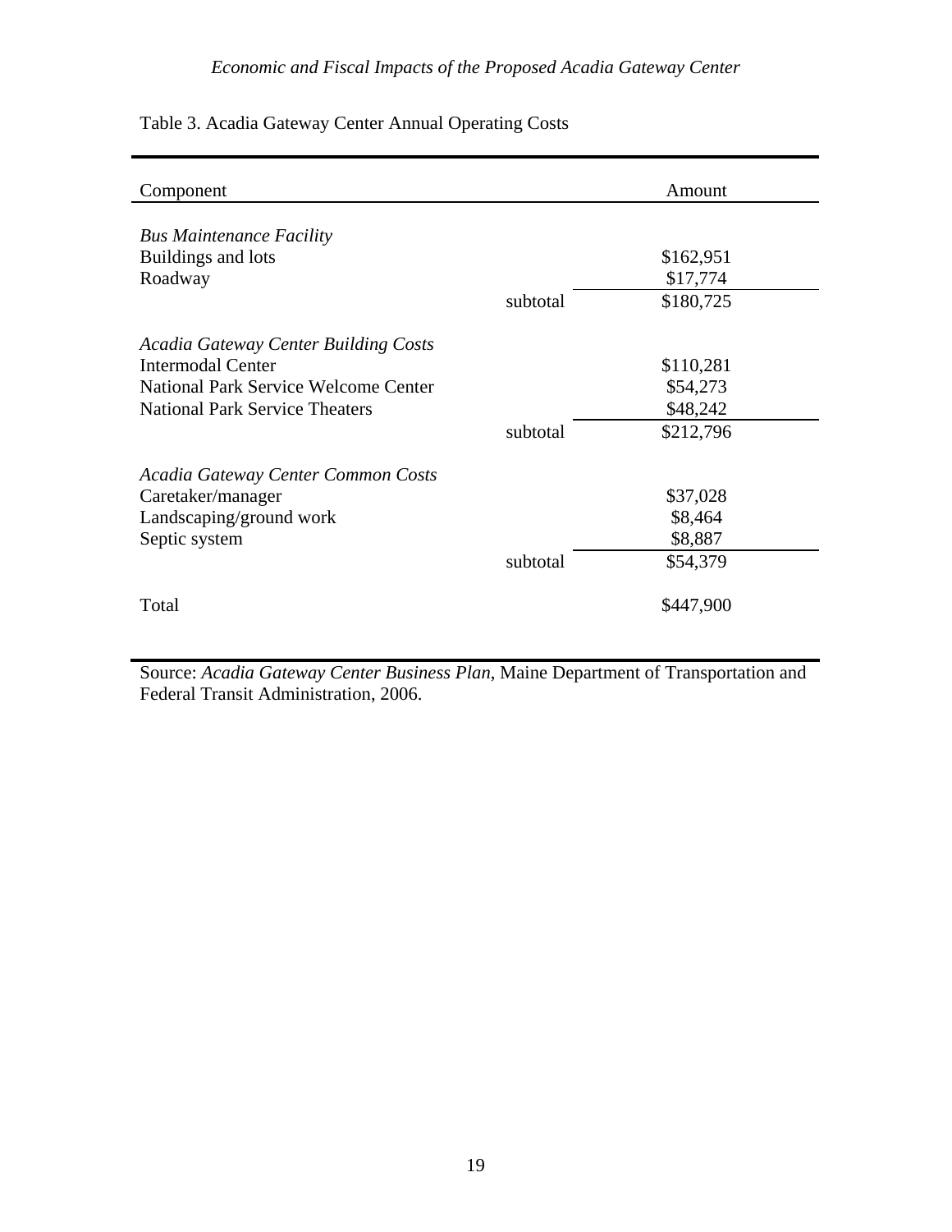Table 3. Acadia Gateway Center Annual Operating Costs

| Component | | Amount |
|---|---|---|
| *Bus Maintenance Facility* | | |
| Buildings and lots | | $162,951 |
| Roadway | | $17,774 |
| | subtotal | $180,725 |
| *Acadia Gateway Center Building Costs* | | |
| Intermodal Center | | $110,281 |
| National Park Service Welcome Center | | $54,273 |
| National Park Service Theaters | | $48,242 |
| | subtotal | $212,796 |
| *Acadia Gateway Center Common Costs* | | |
| Caretaker/manager | | $37,028 |
| Landscaping/ground work | | $8,464 |
| Septic system | | $8,887 |
| | subtotal | $54,379 |
| Total | | $447,900 |

Source: *Acadia Gateway Center Business Plan*, Maine Department of Transportation and Federal Transit Administration, 2006.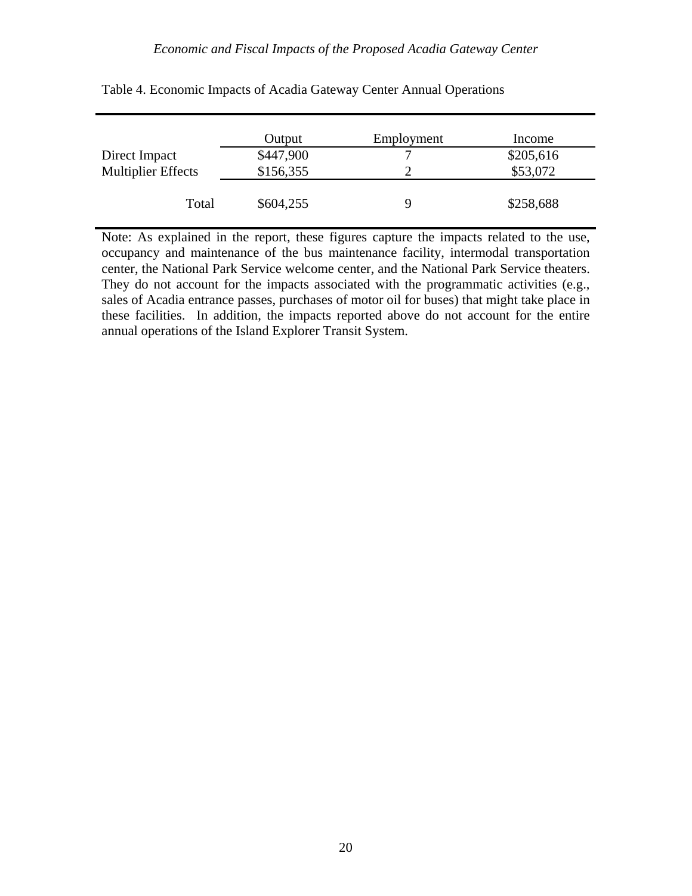Table 4. Economic Impacts of Acadia Gateway Center Annual Operations

| | Output | Employment | Income |
|---|---|---|---|
| Direct Impact | $447,900 | 7 | $205,616 |
| Multiplier Effects | $156,355 | 2 | $53,072 |
| Total | $604,255 | 9 | $258,688 |

Note: As explained in the report, these figures capture the impacts related to the use, occupancy and maintenance of the bus maintenance facility, intermodal transportation center, the National Park Service welcome center, and the National Park Service theaters. They do not account for the impacts associated with the programmatic activities (e.g., sales of Acadia entrance passes, purchases of motor oil for buses) that might take place in these facilities. In addition, the impacts reported above do not account for the entire annual operations of the Island Explorer Transit System.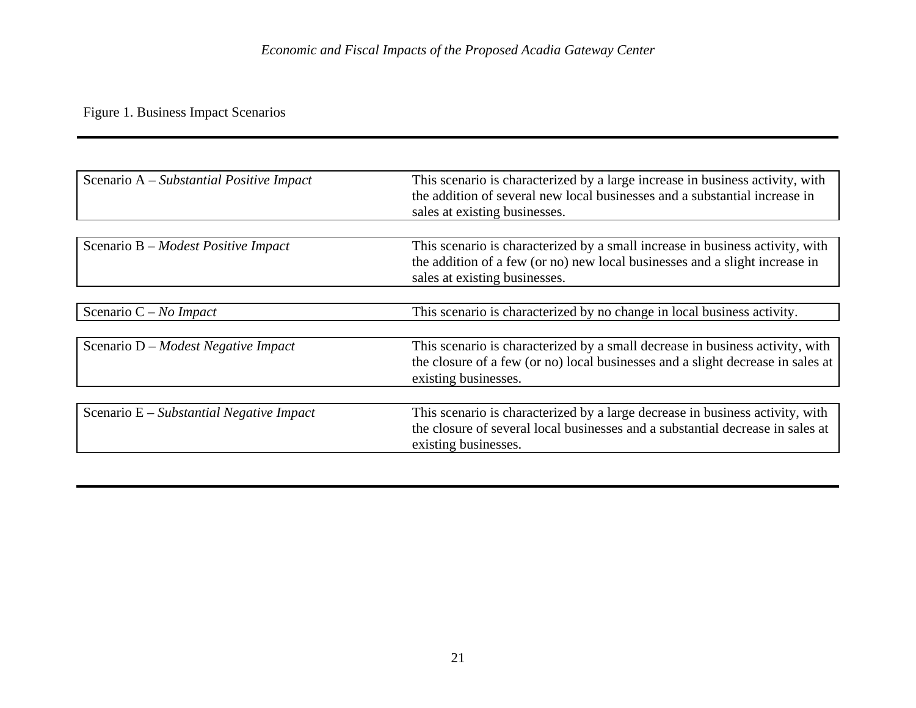Figure 1. Business Impact Scenarios

| Scenario | Description |
| --- | --- |
| Scenario A – *Substantial Positive Impact* | This scenario is characterized by a large increase in business activity, with the addition of several new local businesses and a substantial increase in sales at existing businesses. |
| Scenario B – *Modest Positive Impact* | This scenario is characterized by a small increase in business activity, with the addition of a few (or no) new local businesses and a slight increase in sales at existing businesses. |
| Scenario C – *No Impact* | This scenario is characterized by no change in local business activity. |
| Scenario D – *Modest Negative Impact* | This scenario is characterized by a small decrease in business activity, with the closure of a few (or no) local businesses and a slight decrease in sales at existing businesses. |
| Scenario E – *Substantial Negative Impact* | This scenario is characterized by a large decrease in business activity, with the closure of several local businesses and a substantial decrease in sales at existing businesses. |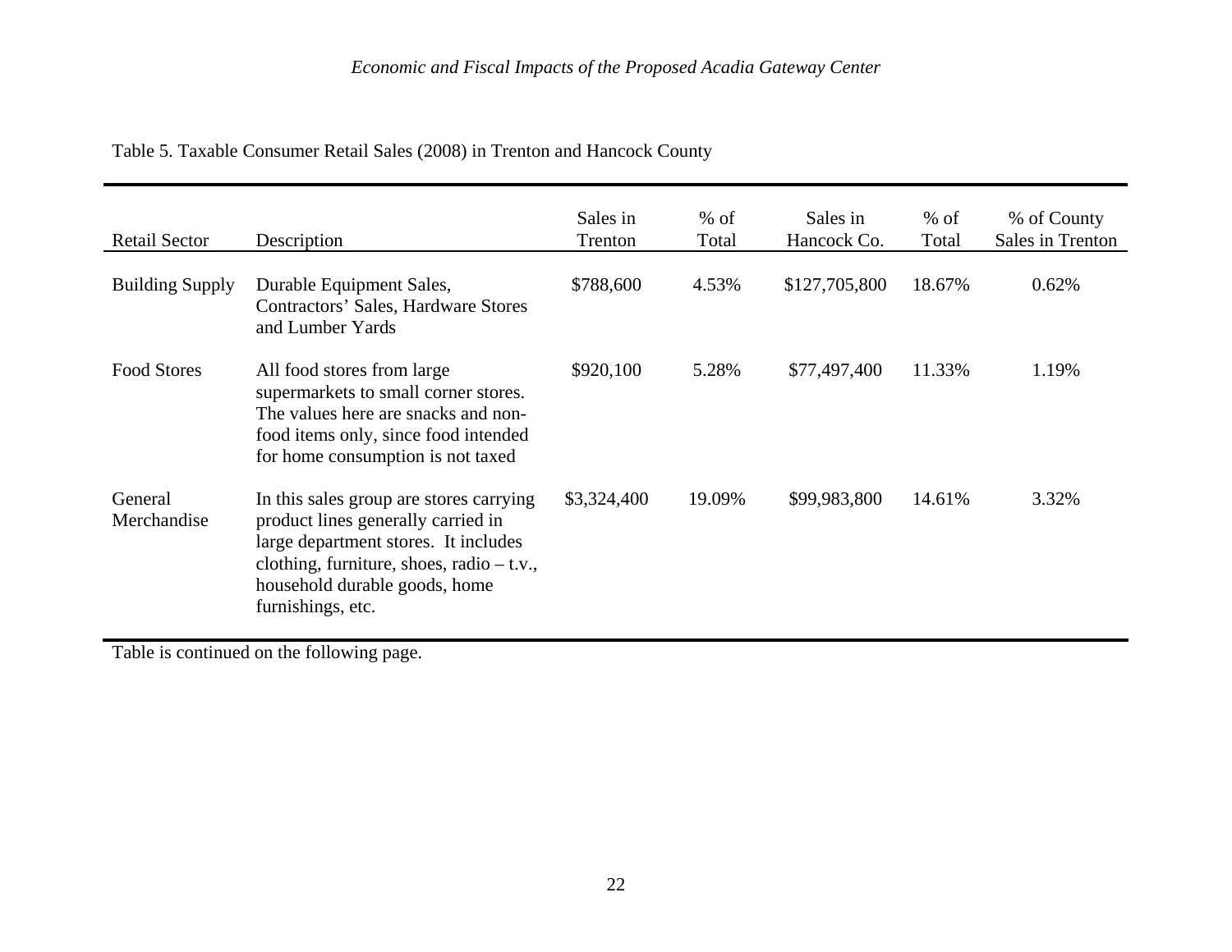Table 5. Taxable Consumer Retail Sales (2008) in Trenton and Hancock County

| Retail Sector | Description | Sales in Trenton | % of Total | Sales in Hancock Co. | % of Total | % of County Sales in Trenton |
|---|---|---|---|---|---|---|
| Building Supply | Durable Equipment Sales, Contractors' Sales, Hardware Stores and Lumber Yards | $788,600 | 4.53% | $127,705,800 | 18.67% | 0.62% |
| Food Stores | All food stores from large supermarkets to small corner stores. The values here are snacks and non-food items only, since food intended for home consumption is not taxed | $920,100 | 5.28% | $77,497,400 | 11.33% | 1.19% |
| General Merchandise | In this sales group are stores carrying product lines generally carried in large department stores. It includes clothing, furniture, shoes, radio – t.v., household durable goods, home furnishings, etc. | $3,324,400 | 19.09% | $99,983,800 | 14.61% | 3.32% |

Table is continued on the following page.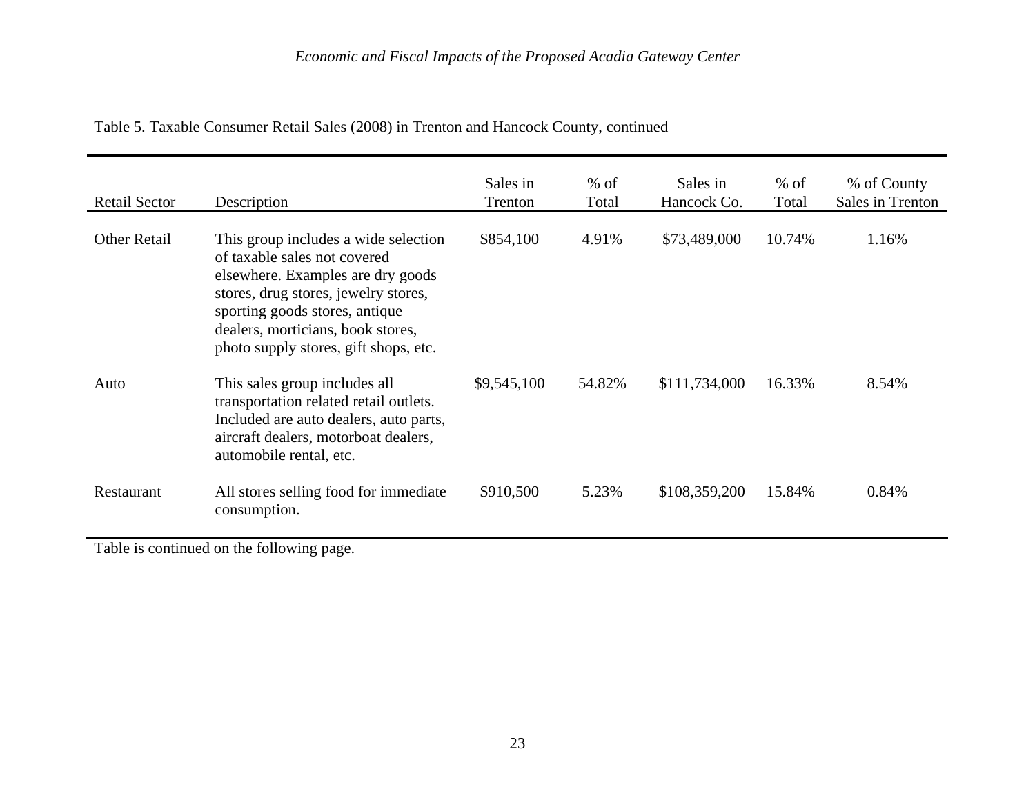Table 5. Taxable Consumer Retail Sales (2008) in Trenton and Hancock County, continued

| Retail Sector | Description | Sales in Trenton | % of Total | Sales in Hancock Co. | % of Total | % of County Sales in Trenton |
|---|---|---|---|---|---|---|
| Other Retail | This group includes a wide selection of taxable sales not covered elsewhere. Examples are dry goods stores, drug stores, jewelry stores, sporting goods stores, antique dealers, morticians, book stores, photo supply stores, gift shops, etc. | $854,100 | 4.91% | $73,489,000 | 10.74% | 1.16% |
| Auto | This sales group includes all transportation related retail outlets. Included are auto dealers, auto parts, aircraft dealers, motorboat dealers, automobile rental, etc. | $9,545,100 | 54.82% | $111,734,000 | 16.33% | 8.54% |
| Restaurant | All stores selling food for immediate consumption. | $910,500 | 5.23% | $108,359,200 | 15.84% | 0.84% |

Table is continued on the following page.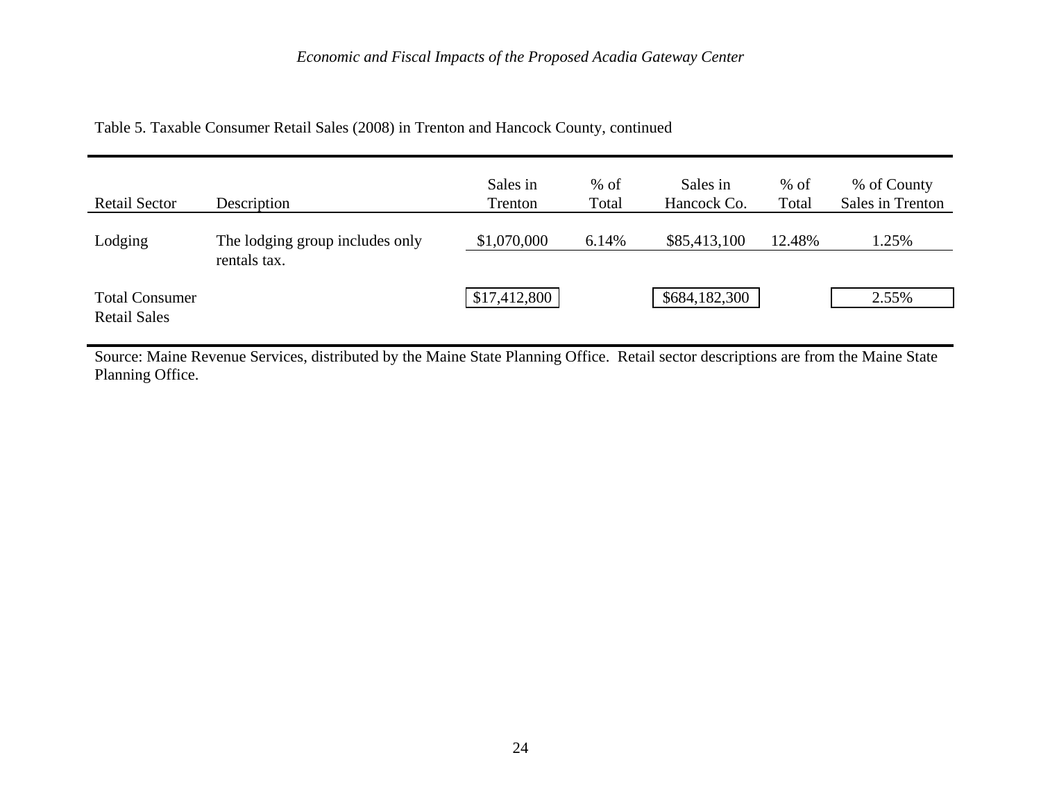Table 5. Taxable Consumer Retail Sales (2008) in Trenton and Hancock County, continued

| Retail Sector | Description | Sales in Trenton | % of Total | Sales in Hancock Co. | % of Total | % of County Sales in Trenton |
|---|---|---|---|---|---|---|
| Lodging | The lodging group includes only rentals tax. | $1,070,000 | 6.14% | $85,413,100 | 12.48% | 1.25% |
| Total Consumer Retail Sales | | $17,412,800 | | $684,182,300 | | 2.55% |

Source: Maine Revenue Services, distributed by the Maine State Planning Office. Retail sector descriptions are from the Maine State Planning Office.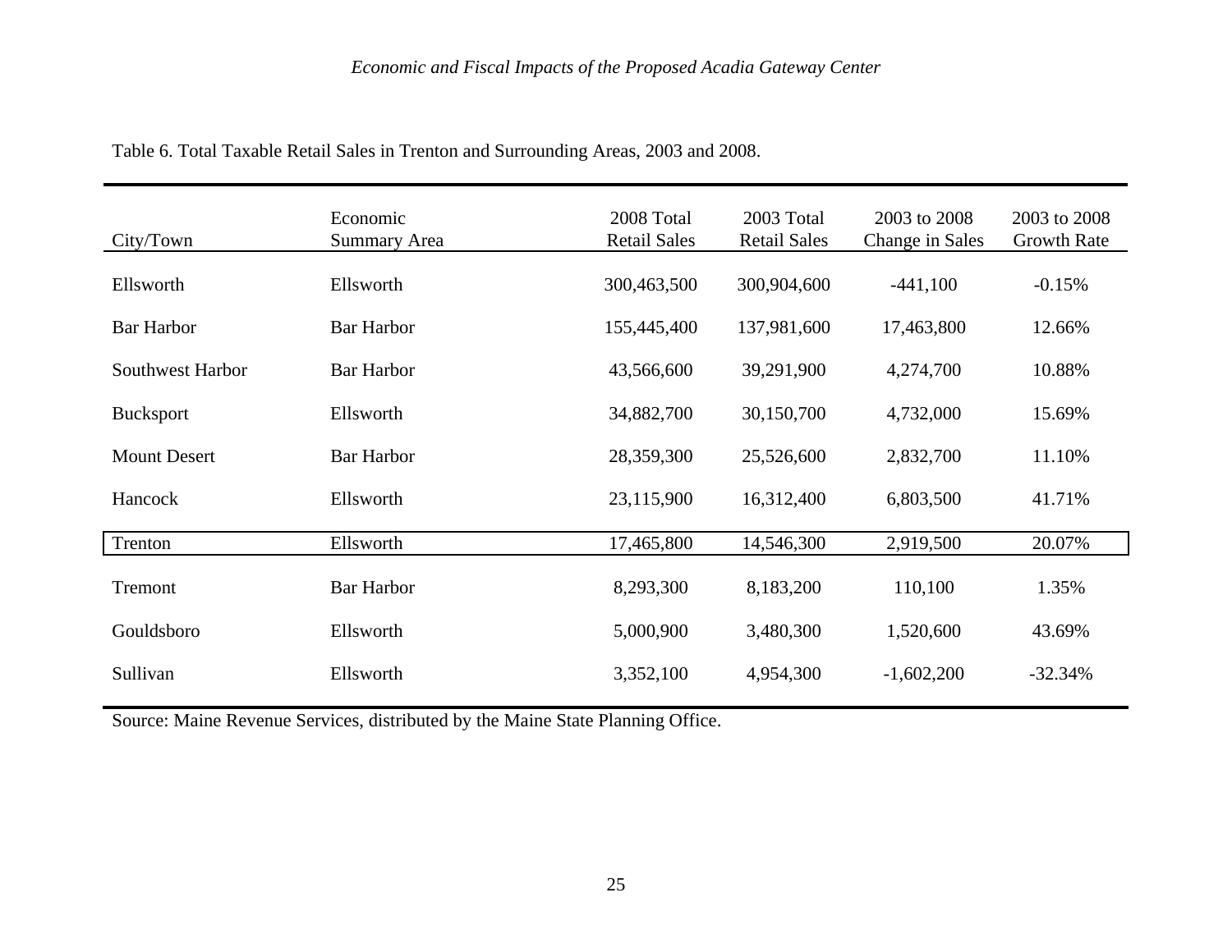Table 6. Total Taxable Retail Sales in Trenton and Surrounding Areas, 2003 and 2008.

| City/Town | Economic Summary Area | 2008 Total Retail Sales | 2003 Total Retail Sales | 2003 to 2008 Change in Sales | 2003 to 2008 Growth Rate |
|---|---|---|---|---|---|
| Ellsworth | Ellsworth | 300,463,500 | 300,904,600 | -441,100 | -0.15% |
| Bar Harbor | Bar Harbor | 155,445,400 | 137,981,600 | 17,463,800 | 12.66% |
| Southwest Harbor | Bar Harbor | 43,566,600 | 39,291,900 | 4,274,700 | 10.88% |
| Bucksport | Ellsworth | 34,882,700 | 30,150,700 | 4,732,000 | 15.69% |
| Mount Desert | Bar Harbor | 28,359,300 | 25,526,600 | 2,832,700 | 11.10% |
| Hancock | Ellsworth | 23,115,900 | 16,312,400 | 6,803,500 | 41.71% |
| Trenton | Ellsworth | 17,465,800 | 14,546,300 | 2,919,500 | 20.07% |
| Tremont | Bar Harbor | 8,293,300 | 8,183,200 | 110,100 | 1.35% |
| Gouldsboro | Ellsworth | 5,000,900 | 3,480,300 | 1,520,600 | 43.69% |
| Sullivan | Ellsworth | 3,352,100 | 4,954,300 | -1,602,200 | -32.34% |

Source: Maine Revenue Services, distributed by the Maine State Planning Office.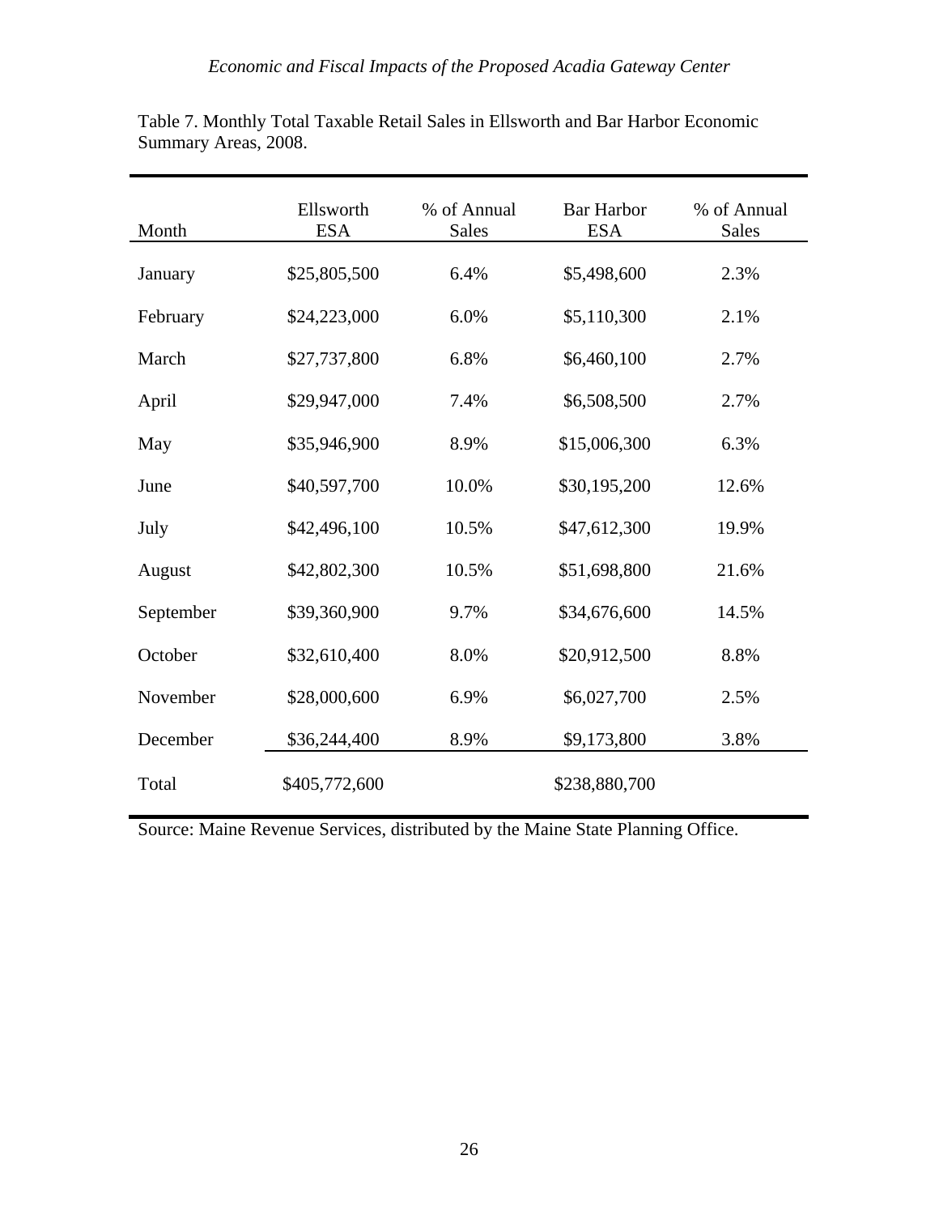Table 7. Monthly Total Taxable Retail Sales in Ellsworth and Bar Harbor Economic Summary Areas, 2008.

| Month | Ellsworth ESA | % of Annual Sales | Bar Harbor ESA | % of Annual Sales |
|---|---|---|---|---|
| January | $25,805,500 | 6.4% | $5,498,600 | 2.3% |
| February | $24,223,000 | 6.0% | $5,110,300 | 2.1% |
| March | $27,737,800 | 6.8% | $6,460,100 | 2.7% |
| April | $29,947,000 | 7.4% | $6,508,500 | 2.7% |
| May | $35,946,900 | 8.9% | $15,006,300 | 6.3% |
| June | $40,597,700 | 10.0% | $30,195,200 | 12.6% |
| July | $42,496,100 | 10.5% | $47,612,300 | 19.9% |
| August | $42,802,300 | 10.5% | $51,698,800 | 21.6% |
| September | $39,360,900 | 9.7% | $34,676,600 | 14.5% |
| October | $32,610,400 | 8.0% | $20,912,500 | 8.8% |
| November | $28,000,600 | 6.9% | $6,027,700 | 2.5% |
| December | $36,244,400 | 8.9% | $9,173,800 | 3.8% |
| Total | $405,772,600 | | $238,880,700 | |

Source: Maine Revenue Services, distributed by the Maine State Planning Office.